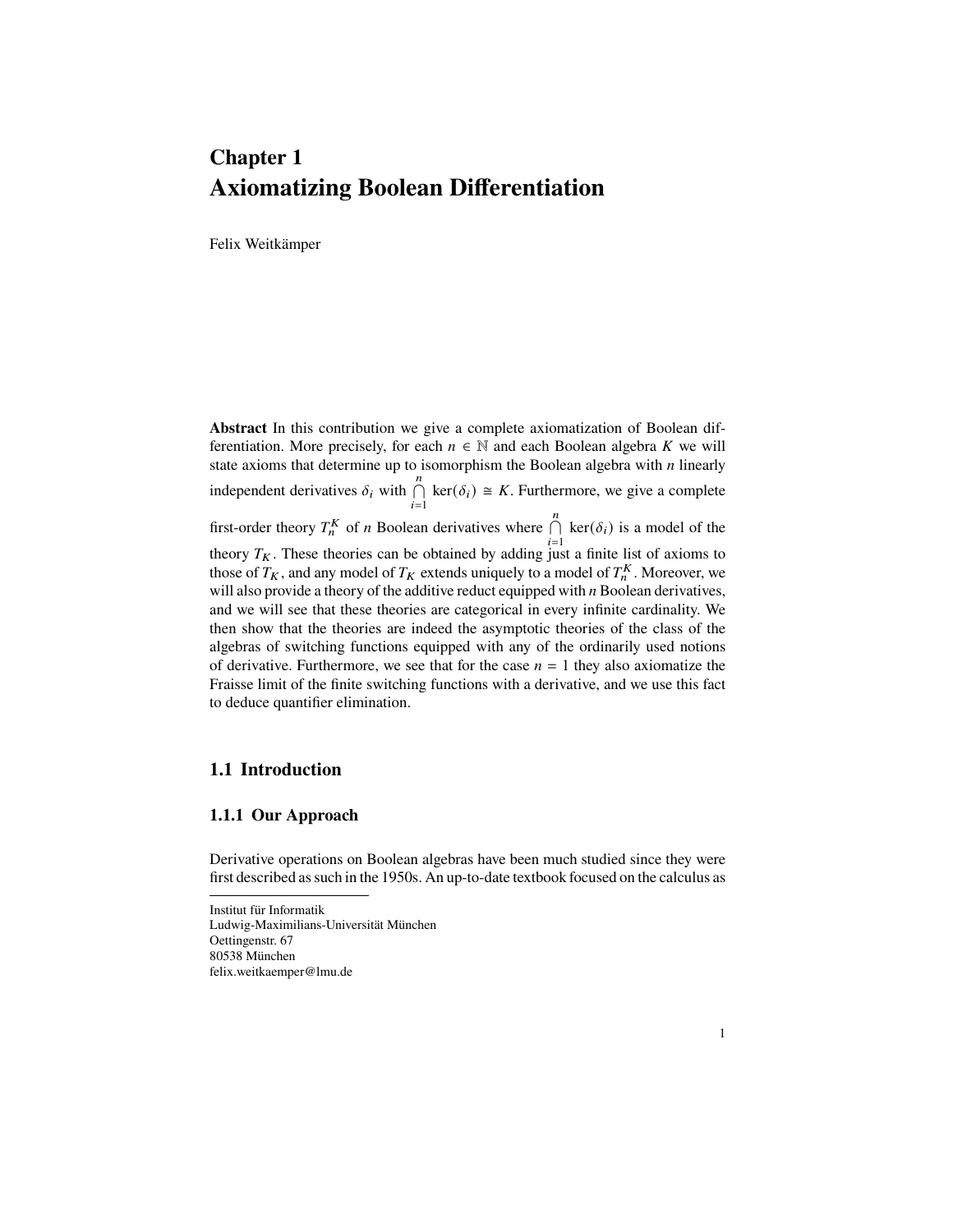# Chapter 1
# Axiomatizing Boolean Differentiation

Felix Weitkämper

**Abstract** In this contribution we give a complete axiomatization of Boolean differentiation. More precisely, for each $n \in \mathbb{N}$ and each Boolean algebra $K$ we will state axioms that determine up to isomorphism the Boolean algebra with $n$ linearly independent derivatives $\delta_i$ with $\bigcap_{i=1}^{n} \ker(\delta_i) \cong K$. Furthermore, we give a complete first-order theory $T_n^K$ of $n$ Boolean derivatives where $\bigcap_{i=1}^{n} \ker(\delta_i)$ is a model of the theory $T_K$. These theories can be obtained by adding just a finite list of axioms to those of $T_K$, and any model of $T_K$ extends uniquely to a model of $T_n^K$. Moreover, we will also provide a theory of the additive reduct equipped with $n$ Boolean derivatives, and we will see that these theories are categorical in every infinite cardinality. We then show that the theories are indeed the asymptotic theories of the class of the algebras of switching functions equipped with any of the ordinarily used notions of derivative. Furthermore, we see that for the case $n = 1$ they also axiomatize the Fraisse limit of the finite switching functions with a derivative, and we use this fact to deduce quantifier elimination.

## 1.1 Introduction

### 1.1.1 Our Approach

Derivative operations on Boolean algebras have been much studied since they were first described as such in the 1950s. An up-to-date textbook focused on the calculus as

---

Institut für Informatik
Ludwig-Maximilians-Universität München
Oettingenstr. 67
80538 München
felix.weitkaemper@lmu.de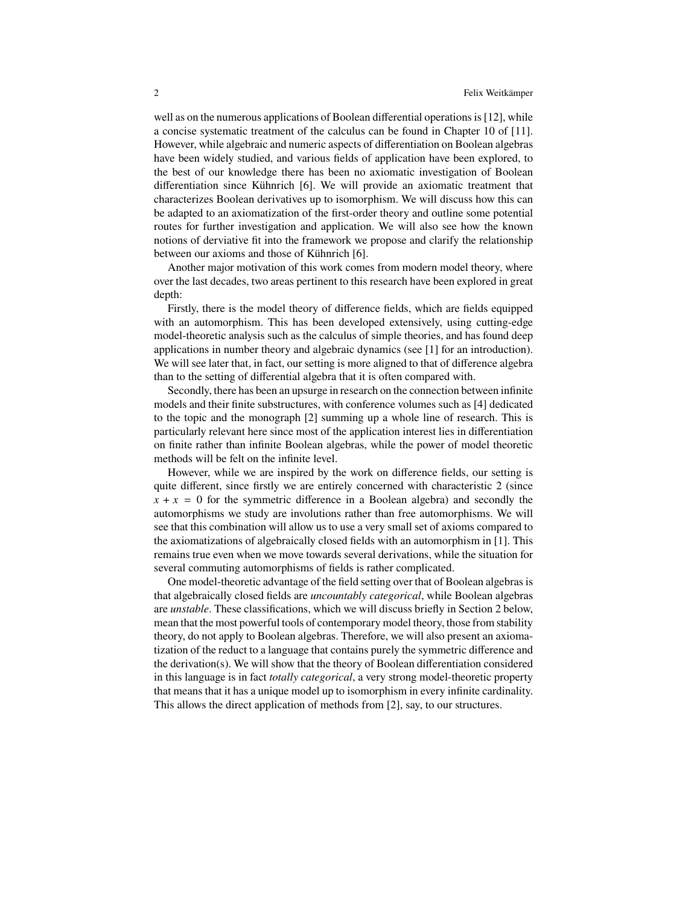well as on the numerous applications of Boolean differential operations is [12], while a concise systematic treatment of the calculus can be found in Chapter 10 of [11]. However, while algebraic and numeric aspects of differentiation on Boolean algebras have been widely studied, and various fields of application have been explored, to the best of our knowledge there has been no axiomatic investigation of Boolean differentiation since Kühnrich [6]. We will provide an axiomatic treatment that characterizes Boolean derivatives up to isomorphism. We will discuss how this can be adapted to an axiomatization of the first-order theory and outline some potential routes for further investigation and application. We will also see how the known notions of derviative fit into the framework we propose and clarify the relationship between our axioms and those of Kühnrich [6].

Another major motivation of this work comes from modern model theory, where over the last decades, two areas pertinent to this research have been explored in great depth:

Firstly, there is the model theory of difference fields, which are fields equipped with an automorphism. This has been developed extensively, using cutting-edge model-theoretic analysis such as the calculus of simple theories, and has found deep applications in number theory and algebraic dynamics (see [1] for an introduction). We will see later that, in fact, our setting is more aligned to that of difference algebra than to the setting of differential algebra that it is often compared with.

Secondly, there has been an upsurge in research on the connection between infinite models and their finite substructures, with conference volumes such as [4] dedicated to the topic and the monograph [2] summing up a whole line of research. This is particularly relevant here since most of the application interest lies in differentiation on finite rather than infinite Boolean algebras, while the power of model theoretic methods will be felt on the infinite level.

However, while we are inspired by the work on difference fields, our setting is quite different, since firstly we are entirely concerned with characteristic 2 (since $x + x = 0$ for the symmetric difference in a Boolean algebra) and secondly the automorphisms we study are involutions rather than free automorphisms. We will see that this combination will allow us to use a very small set of axioms compared to the axiomatizations of algebraically closed fields with an automorphism in [1]. This remains true even when we move towards several derivations, while the situation for several commuting automorphisms of fields is rather complicated.

One model-theoretic advantage of the field setting over that of Boolean algebras is that algebraically closed fields are *uncountably categorical*, while Boolean algebras are *unstable*. These classifications, which we will discuss briefly in Section 2 below, mean that the most powerful tools of contemporary model theory, those from stability theory, do not apply to Boolean algebras. Therefore, we will also present an axiomatization of the reduct to a language that contains purely the symmetric difference and the derivation(s). We will show that the theory of Boolean differentiation considered in this language is in fact *totally categorical*, a very strong model-theoretic property that means that it has a unique model up to isomorphism in every infinite cardinality. This allows the direct application of methods from [2], say, to our structures.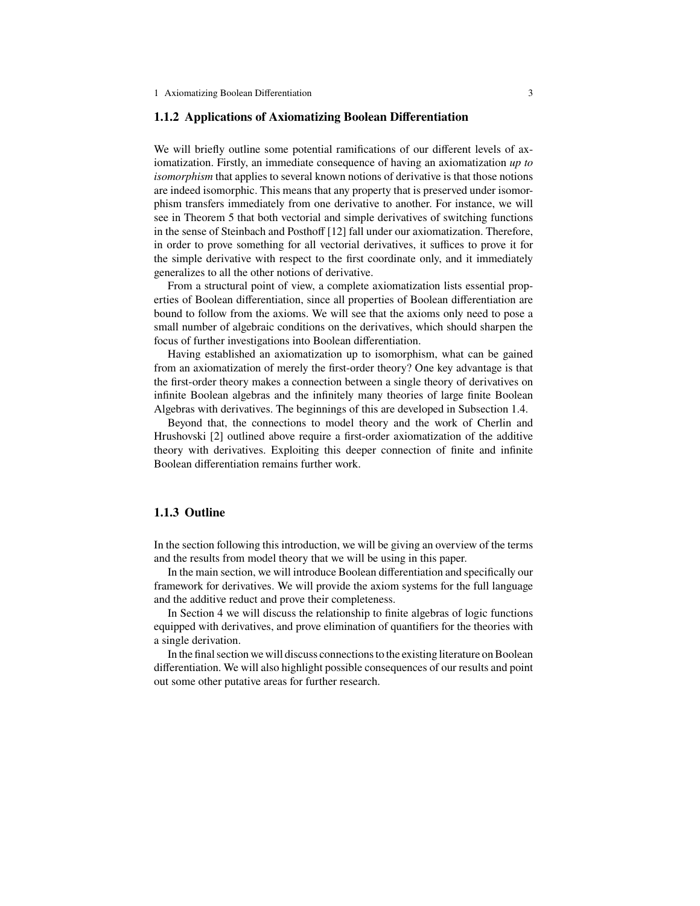### 1.1.2 Applications of Axiomatizing Boolean Differentiation

We will briefly outline some potential ramifications of our different levels of axiomatization. Firstly, an immediate consequence of having an axiomatization *up to isomorphism* that applies to several known notions of derivative is that those notions are indeed isomorphic. This means that any property that is preserved under isomorphism transfers immediately from one derivative to another. For instance, we will see in Theorem 5 that both vectorial and simple derivatives of switching functions in the sense of Steinbach and Posthoff [12] fall under our axiomatization. Therefore, in order to prove something for all vectorial derivatives, it suffices to prove it for the simple derivative with respect to the first coordinate only, and it immediately generalizes to all the other notions of derivative.

From a structural point of view, a complete axiomatization lists essential properties of Boolean differentiation, since all properties of Boolean differentiation are bound to follow from the axioms. We will see that the axioms only need to pose a small number of algebraic conditions on the derivatives, which should sharpen the focus of further investigations into Boolean differentiation.

Having established an axiomatization up to isomorphism, what can be gained from an axiomatization of merely the first-order theory? One key advantage is that the first-order theory makes a connection between a single theory of derivatives on infinite Boolean algebras and the infinitely many theories of large finite Boolean Algebras with derivatives. The beginnings of this are developed in Subsection 1.4.

Beyond that, the connections to model theory and the work of Cherlin and Hrushovski [2] outlined above require a first-order axiomatization of the additive theory with derivatives. Exploiting this deeper connection of finite and infinite Boolean differentiation remains further work.

### 1.1.3 Outline

In the section following this introduction, we will be giving an overview of the terms and the results from model theory that we will be using in this paper.

In the main section, we will introduce Boolean differentiation and specifically our framework for derivatives. We will provide the axiom systems for the full language and the additive reduct and prove their completeness.

In Section 4 we will discuss the relationship to finite algebras of logic functions equipped with derivatives, and prove elimination of quantifiers for the theories with a single derivation.

In the final section we will discuss connections to the existing literature on Boolean differentiation. We will also highlight possible consequences of our results and point out some other putative areas for further research.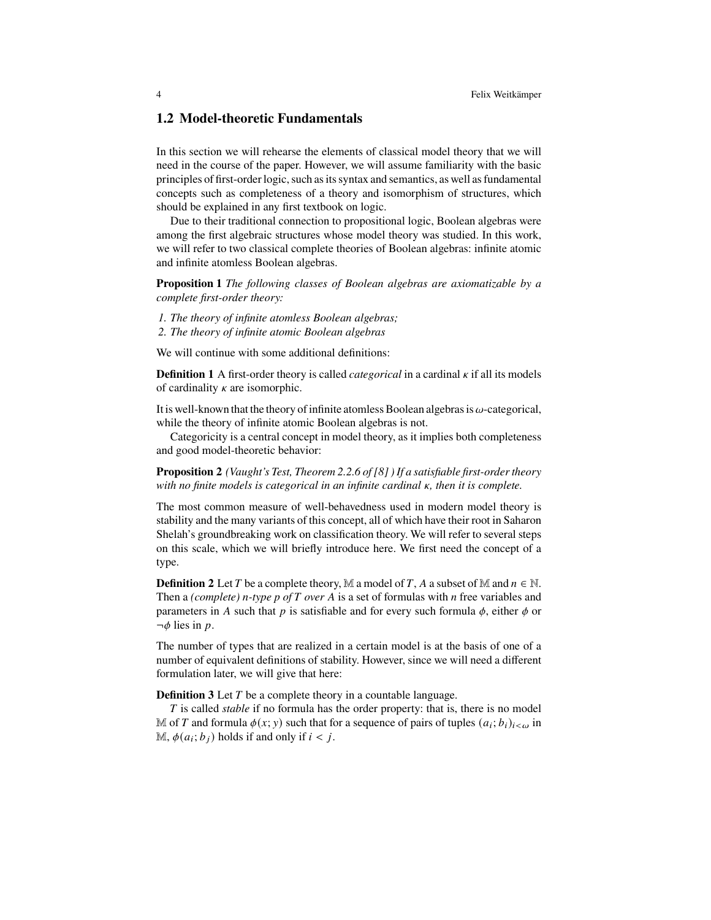## 1.2 Model-theoretic Fundamentals

In this section we will rehearse the elements of classical model theory that we will need in the course of the paper. However, we will assume familiarity with the basic principles of first-order logic, such as its syntax and semantics, as well as fundamental concepts such as completeness of a theory and isomorphism of structures, which should be explained in any first textbook on logic.

Due to their traditional connection to propositional logic, Boolean algebras were among the first algebraic structures whose model theory was studied. In this work, we will refer to two classical complete theories of Boolean algebras: infinite atomic and infinite atomless Boolean algebras.

**Proposition 1** *The following classes of Boolean algebras are axiomatizable by a complete first-order theory:*

*1. The theory of infinite atomless Boolean algebras;*
*2. The theory of infinite atomic Boolean algebras*

We will continue with some additional definitions:

**Definition 1** A first-order theory is called *categorical* in a cardinal $\kappa$ if all its models of cardinality $\kappa$ are isomorphic.

It is well-known that the theory of infinite atomless Boolean algebras is $\omega$-categorical, while the theory of infinite atomic Boolean algebras is not.

Categoricity is a central concept in model theory, as it implies both completeness and good model-theoretic behavior:

**Proposition 2** *(Vaught's Test, Theorem 2.2.6 of [8] ) If a satisfiable first-order theory with no finite models is categorical in an infinite cardinal $\kappa$, then it is complete.*

The most common measure of well-behavedness used in modern model theory is stability and the many variants of this concept, all of which have their root in Saharon Shelah's groundbreaking work on classification theory. We will refer to several steps on this scale, which we will briefly introduce here. We first need the concept of a type.

**Definition 2** Let $T$ be a complete theory, $\mathbb{M}$ a model of $T$, $A$ a subset of $\mathbb{M}$ and $n \in \mathbb{N}$. Then a *(complete) $n$-type $p$ of $T$ over $A$* is a set of formulas with $n$ free variables and parameters in $A$ such that $p$ is satisfiable and for every such formula $\phi$, either $\phi$ or $\neg\phi$ lies in $p$.

The number of types that are realized in a certain model is at the basis of one of a number of equivalent definitions of stability. However, since we will need a different formulation later, we will give that here:

**Definition 3** Let $T$ be a complete theory in a countable language.

$T$ is called *stable* if no formula has the order property: that is, there is no model $\mathbb{M}$ of $T$ and formula $\phi(x; y)$ such that for a sequence of pairs of tuples $(a_i; b_i)_{i<\omega}$ in $\mathbb{M}$, $\phi(a_i; b_j)$ holds if and only if $i < j$.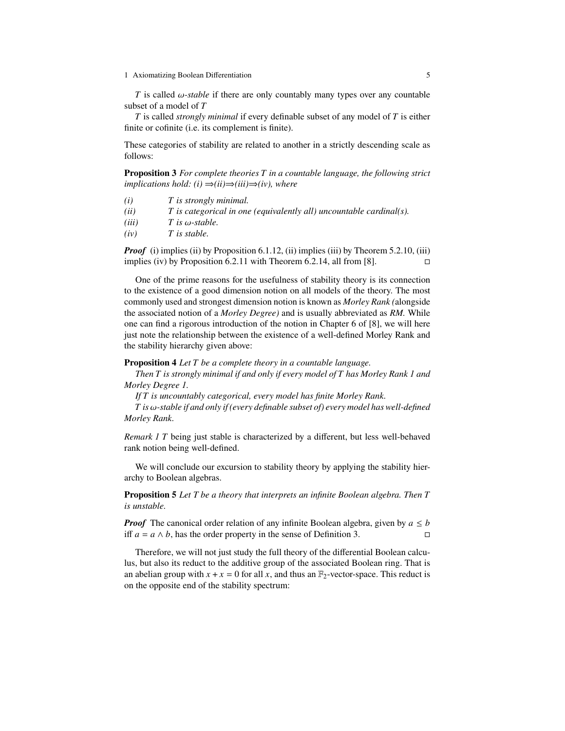$T$ is called *$\omega$-stable* if there are only countably many types over any countable subset of a model of $T$

$T$ is called *strongly minimal* if every definable subset of any model of $T$ is either finite or cofinite (i.e. its complement is finite).

These categories of stability are related to another in a strictly descending scale as follows:

**Proposition 3** *For complete theories $T$ in a countable language, the following strict implications hold: (i) $\Rightarrow$(ii)$\Rightarrow$(iii)$\Rightarrow$(iv), where*

*(i)* *$T$ is strongly minimal.*
*(ii)* *$T$ is categorical in one (equivalently all) uncountable cardinal(s).*
*(iii)* *$T$ is $\omega$-stable.*
*(iv)* *$T$ is stable.*

***Proof*** (i) implies (ii) by Proposition 6.1.12, (ii) implies (iii) by Theorem 5.2.10, (iii) implies (iv) by Proposition 6.2.11 with Theorem 6.2.14, all from [8]. □

One of the prime reasons for the usefulness of stability theory is its connection to the existence of a good dimension notion on all models of the theory. The most commonly used and strongest dimension notion is known as *Morley Rank (*alongside the associated notion of a *Morley Degree)* and is usually abbreviated as *RM*. While one can find a rigorous introduction of the notion in Chapter 6 of [8], we will here just note the relationship between the existence of a well-defined Morley Rank and the stability hierarchy given above:

**Proposition 4** *Let $T$ be a complete theory in a countable language.*

*Then $T$ is strongly minimal if and only if every model of $T$ has Morley Rank 1 and Morley Degree 1.*

*If $T$ is uncountably categorical, every model has finite Morley Rank.*

*$T$ is $\omega$-stable if and only if (every definable subset of) every model has well-defined Morley Rank.*

*Remark 1* $T$ being just stable is characterized by a different, but less well-behaved rank notion being well-defined.

We will conclude our excursion to stability theory by applying the stability hierarchy to Boolean algebras.

**Proposition 5** *Let $T$ be a theory that interprets an infinite Boolean algebra. Then $T$ is unstable.*

***Proof*** The canonical order relation of any infinite Boolean algebra, given by $a \leq b$ iff $a = a \wedge b$, has the order property in the sense of Definition 3. □

Therefore, we will not just study the full theory of the differential Boolean calculus, but also its reduct to the additive group of the associated Boolean ring. That is an abelian group with $x + x = 0$ for all $x$, and thus an $\mathbb{F}_2$-vector-space. This reduct is on the opposite end of the stability spectrum: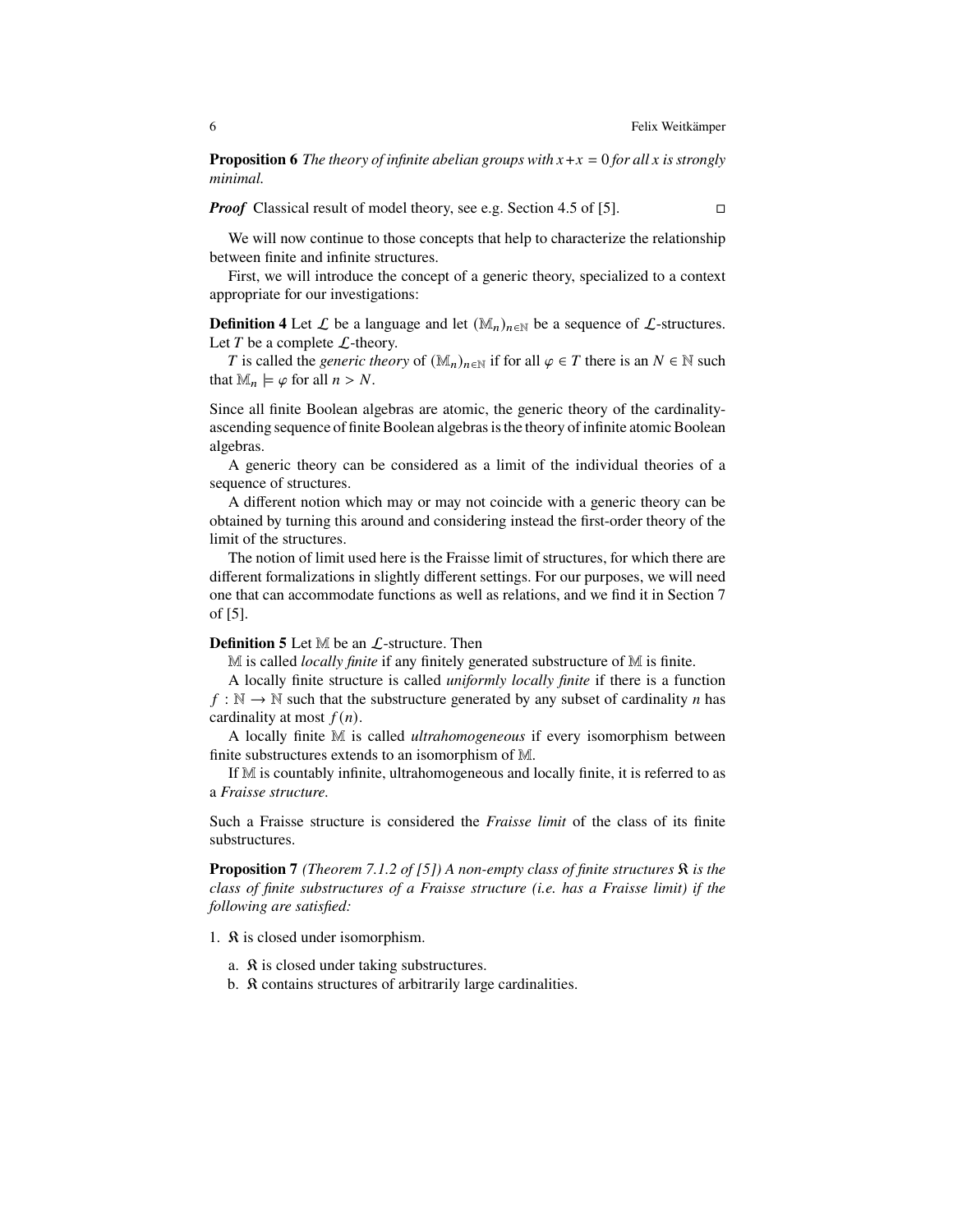**Proposition 6** *The theory of infinite abelian groups with $x + x = 0$ for all $x$ is strongly minimal.*

***Proof*** Classical result of model theory, see e.g. Section 4.5 of [5]. □

We will now continue to those concepts that help to characterize the relationship between finite and infinite structures.

First, we will introduce the concept of a generic theory, specialized to a context appropriate for our investigations:

**Definition 4** Let $\mathcal{L}$ be a language and let $(\mathbb{M}_n)_{n\in\mathbb{N}}$ be a sequence of $\mathcal{L}$-structures. Let $T$ be a complete $\mathcal{L}$-theory.

$T$ is called the *generic theory* of $(\mathbb{M}_n)_{n\in\mathbb{N}}$ if for all $\varphi \in T$ there is an $N \in \mathbb{N}$ such that $\mathbb{M}_n \models \varphi$ for all $n > N$.

Since all finite Boolean algebras are atomic, the generic theory of the cardinality-ascending sequence of finite Boolean algebras is the theory of infinite atomic Boolean algebras.

A generic theory can be considered as a limit of the individual theories of a sequence of structures.

A different notion which may or may not coincide with a generic theory can be obtained by turning this around and considering instead the first-order theory of the limit of the structures.

The notion of limit used here is the Fraisse limit of structures, for which there are different formalizations in slightly different settings. For our purposes, we will need one that can accommodate functions as well as relations, and we find it in Section 7 of [5].

**Definition 5** Let $\mathbb{M}$ be an $\mathcal{L}$-structure. Then

$\mathbb{M}$ is called *locally finite* if any finitely generated substructure of $\mathbb{M}$ is finite.

A locally finite structure is called *uniformly locally finite* if there is a function $f : \mathbb{N} \to \mathbb{N}$ such that the substructure generated by any subset of cardinality $n$ has cardinality at most $f(n)$.

A locally finite $\mathbb{M}$ is called *ultrahomogeneous* if every isomorphism between finite substructures extends to an isomorphism of $\mathbb{M}$.

If $\mathbb{M}$ is countably infinite, ultrahomogeneous and locally finite, it is referred to as a *Fraisse structure.*

Such a Fraisse structure is considered the *Fraisse limit* of the class of its finite substructures.

**Proposition 7** *(Theorem 7.1.2 of [5]) A non-empty class of finite structures $\mathfrak{K}$ is the class of finite substructures of a Fraisse structure (i.e. has a Fraisse limit) if the following are satisfied:*

1. $\mathfrak{K}$ is closed under isomorphism.
   a. $\mathfrak{K}$ is closed under taking substructures.
   b. $\mathfrak{K}$ contains structures of arbitrarily large cardinalities.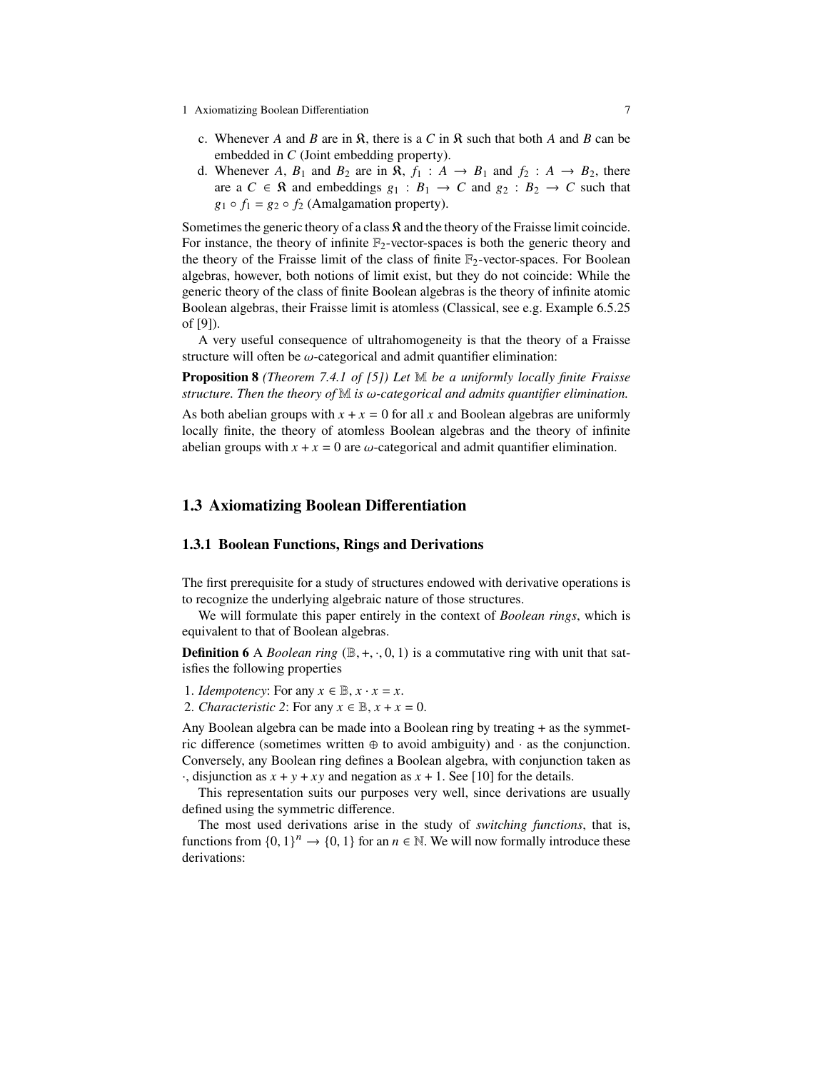c. Whenever $A$ and $B$ are in $\mathfrak{K}$, there is a $C$ in $\mathfrak{K}$ such that both $A$ and $B$ can be embedded in $C$ (Joint embedding property).
d. Whenever $A$, $B_1$ and $B_2$ are in $\mathfrak{K}$, $f_1 : A \to B_1$ and $f_2 : A \to B_2$, there are a $C \in \mathfrak{K}$ and embeddings $g_1 : B_1 \to C$ and $g_2 : B_2 \to C$ such that $g_1 \circ f_1 = g_2 \circ f_2$ (Amalgamation property).

Sometimes the generic theory of a class $\mathfrak{K}$ and the theory of the Fraisse limit coincide. For instance, the theory of infinite $\mathbb{F}_2$-vector-spaces is both the generic theory and the theory of the Fraisse limit of the class of finite $\mathbb{F}_2$-vector-spaces. For Boolean algebras, however, both notions of limit exist, but they do not coincide: While the generic theory of the class of finite Boolean algebras is the theory of infinite atomic Boolean algebras, their Fraisse limit is atomless (Classical, see e.g. Example 6.5.25 of [9]).

A very useful consequence of ultrahomogeneity is that the theory of a Fraisse structure will often be $\omega$-categorical and admit quantifier elimination:

**Proposition 8** *(Theorem 7.4.1 of [5]) Let $\mathbb{M}$ be a uniformly locally finite Fraisse structure. Then the theory of $\mathbb{M}$ is $\omega$-categorical and admits quantifier elimination.*

As both abelian groups with $x + x = 0$ for all $x$ and Boolean algebras are uniformly locally finite, the theory of atomless Boolean algebras and the theory of infinite abelian groups with $x + x = 0$ are $\omega$-categorical and admit quantifier elimination.

## 1.3 Axiomatizing Boolean Differentiation

### 1.3.1 Boolean Functions, Rings and Derivations

The first prerequisite for a study of structures endowed with derivative operations is to recognize the underlying algebraic nature of those structures.

We will formulate this paper entirely in the context of *Boolean rings*, which is equivalent to that of Boolean algebras.

**Definition 6** A *Boolean ring* $(\mathbb{B}, +, \cdot, 0, 1)$ is a commutative ring with unit that satisfies the following properties

1. *Idempotency*: For any $x \in \mathbb{B}$, $x \cdot x = x$.
2. *Characteristic 2*: For any $x \in \mathbb{B}$, $x + x = 0$.

Any Boolean algebra can be made into a Boolean ring by treating + as the symmetric difference (sometimes written $\oplus$ to avoid ambiguity) and $\cdot$ as the conjunction. Conversely, any Boolean ring defines a Boolean algebra, with conjunction taken as $\cdot$, disjunction as $x + y + xy$ and negation as $x + 1$. See [10] for the details.

This representation suits our purposes very well, since derivations are usually defined using the symmetric difference.

The most used derivations arise in the study of *switching functions*, that is, functions from $\{0, 1\}^n \to \{0, 1\}$ for an $n \in \mathbb{N}$. We will now formally introduce these derivations: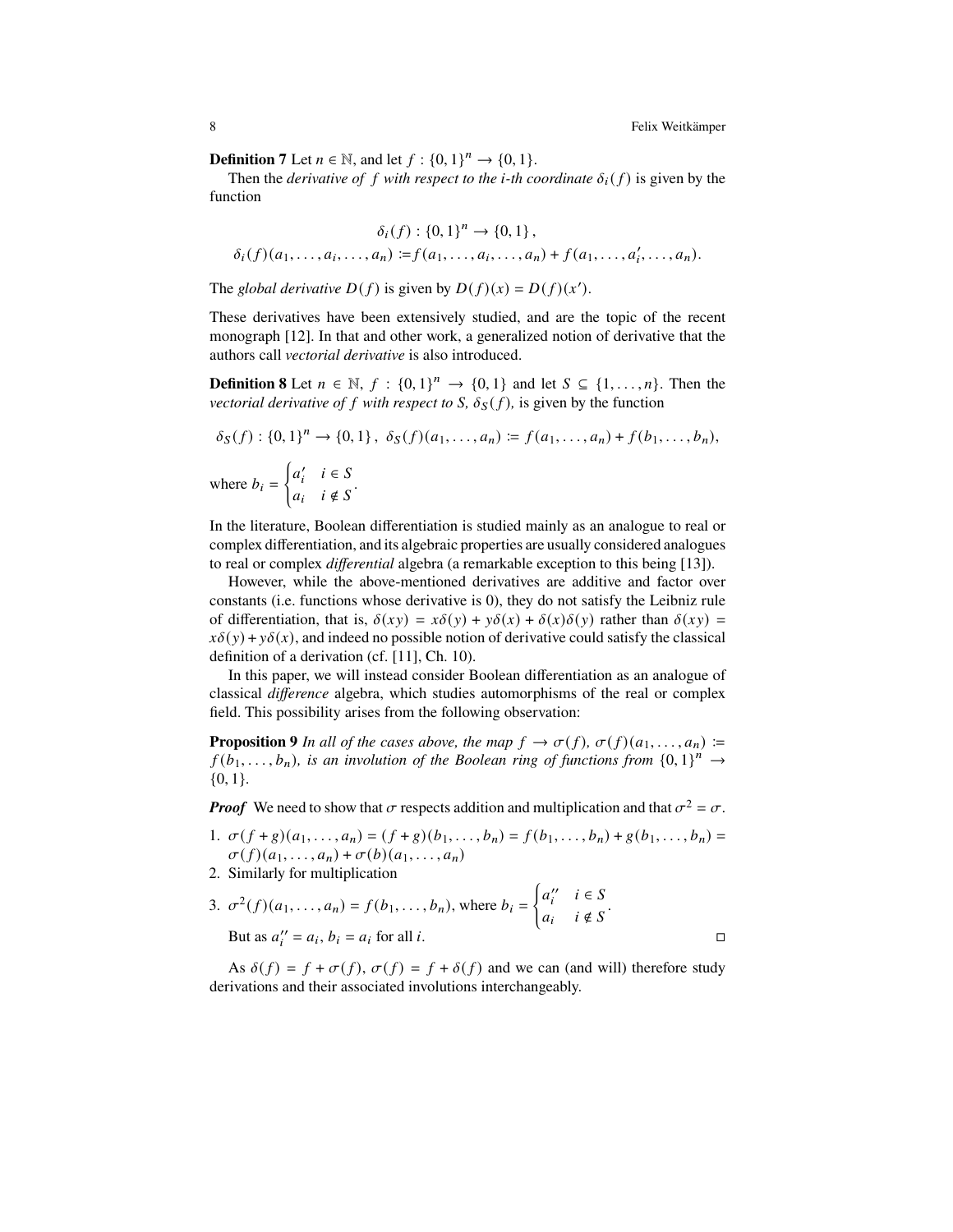**Definition 7** Let $n \in \mathbb{N}$, and let $f : \{0,1\}^n \to \{0,1\}$.

Then the *derivative of $f$ with respect to the i-th coordinate* $\delta_i(f)$ is given by the function

$$\delta_i(f) : \{0,1\}^n \to \{0,1\},$$
$$\delta_i(f)(a_1,\ldots,a_i,\ldots,a_n) := f(a_1,\ldots,a_i,\ldots,a_n) + f(a_1,\ldots,a_i',\ldots,a_n).$$

The *global derivative* $D(f)$ is given by $D(f)(x) = D(f)(x')$.

These derivatives have been extensively studied, and are the topic of the recent monograph [12]. In that and other work, a generalized notion of derivative that the authors call *vectorial derivative* is also introduced.

**Definition 8** Let $n \in \mathbb{N}$, $f : \{0,1\}^n \to \{0,1\}$ and let $S \subseteq \{1,\ldots,n\}$. Then the *vectorial derivative of $f$ with respect to S, $\delta_S(f)$,* is given by the function

$$\delta_S(f) : \{0,1\}^n \to \{0,1\},\ \delta_S(f)(a_1,\ldots,a_n) := f(a_1,\ldots,a_n) + f(b_1,\ldots,b_n),$$

where $b_i = \begin{cases} a_i' & i \in S \\ a_i & i \notin S \end{cases}$.

In the literature, Boolean differentiation is studied mainly as an analogue to real or complex differentiation, and its algebraic properties are usually considered analogues to real or complex *differential* algebra (a remarkable exception to this being [13]).

However, while the above-mentioned derivatives are additive and factor over constants (i.e. functions whose derivative is 0), they do not satisfy the Leibniz rule of differentiation, that is, $\delta(xy) = x\delta(y) + y\delta(x) + \delta(x)\delta(y)$ rather than $\delta(xy) = x\delta(y) + y\delta(x)$, and indeed no possible notion of derivative could satisfy the classical definition of a derivation (cf. [11], Ch. 10).

In this paper, we will instead consider Boolean differentiation as an analogue of classical *difference* algebra, which studies automorphisms of the real or complex field. This possibility arises from the following observation:

**Proposition 9** *In all of the cases above, the map $f \to \sigma(f)$, $\sigma(f)(a_1,\ldots,a_n) := f(b_1,\ldots,b_n)$, is an involution of the Boolean ring of functions from $\{0,1\}^n \to \{0,1\}$.*

***Proof*** We need to show that $\sigma$ respects addition and multiplication and that $\sigma^2 = \sigma$.

1. $\sigma(f+g)(a_1,\ldots,a_n) = (f+g)(b_1,\ldots,b_n) = f(b_1,\ldots,b_n) + g(b_1,\ldots,b_n) = \sigma(f)(a_1,\ldots,a_n) + \sigma(b)(a_1,\ldots,a_n)$
2. Similarly for multiplication
3. $\sigma^2(f)(a_1,\ldots,a_n) = f(b_1,\ldots,b_n)$, where $b_i = \begin{cases} a_i'' & i \in S \\ a_i & i \notin S \end{cases}$.

   But as $a_i'' = a_i$, $b_i = a_i$ for all $i$. □

As $\delta(f) = f + \sigma(f)$, $\sigma(f) = f + \delta(f)$ and we can (and will) therefore study derivations and their associated involutions interchangeably.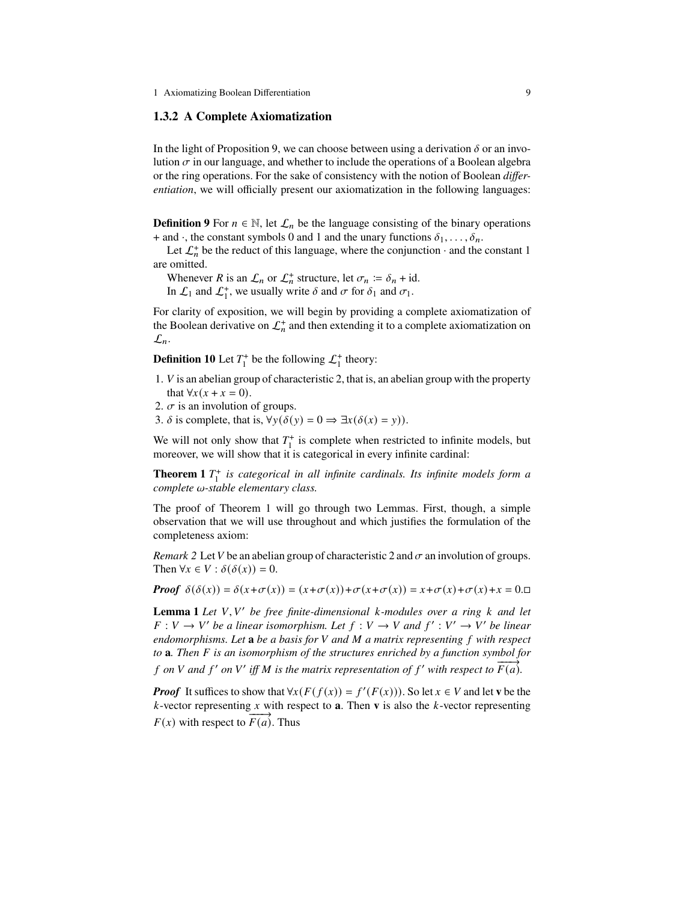### 1.3.2 A Complete Axiomatization

In the light of Proposition 9, we can choose between using a derivation $\delta$ or an involution $\sigma$ in our language, and whether to include the operations of a Boolean algebra or the ring operations. For the sake of consistency with the notion of Boolean *differentiation*, we will officially present our axiomatization in the following languages:

**Definition 9** For $n \in \mathbb{N}$, let $\mathcal{L}_n$ be the language consisting of the binary operations $+$ and $\cdot$, the constant symbols 0 and 1 and the unary functions $\delta_1, \ldots, \delta_n$.

Let $\mathcal{L}_n^+$ be the reduct of this language, where the conjunction $\cdot$ and the constant 1 are omitted.

Whenever $R$ is an $\mathcal{L}_n$ or $\mathcal{L}_n^+$ structure, let $\sigma_n := \delta_n + \mathrm{id}$.

In $\mathcal{L}_1$ and $\mathcal{L}_1^+$, we usually write $\delta$ and $\sigma$ for $\delta_1$ and $\sigma_1$.

For clarity of exposition, we will begin by providing a complete axiomatization of the Boolean derivative on $\mathcal{L}_n^+$ and then extending it to a complete axiomatization on $\mathcal{L}_n$.

**Definition 10** Let $T_1^+$ be the following $\mathcal{L}_1^+$ theory:

1. $V$ is an abelian group of characteristic 2, that is, an abelian group with the property that $\forall x(x + x = 0)$.
2. $\sigma$ is an involution of groups.
3. $\delta$ is complete, that is, $\forall y(\delta(y) = 0 \Rightarrow \exists x(\delta(x) = y))$.

We will not only show that $T_1^+$ is complete when restricted to infinite models, but moreover, we will show that it is categorical in every infinite cardinal:

**Theorem 1** *$T_1^+$ is categorical in all infinite cardinals. Its infinite models form a complete $\omega$-stable elementary class.*

The proof of Theorem 1 will go through two Lemmas. First, though, a simple observation that we will use throughout and which justifies the formulation of the completeness axiom:

*Remark 2* Let $V$ be an abelian group of characteristic 2 and $\sigma$ an involution of groups. Then $\forall x \in V : \delta(\delta(x)) = 0$.

***Proof*** $\delta(\delta(x)) = \delta(x+\sigma(x)) = (x+\sigma(x))+\sigma(x+\sigma(x)) = x+\sigma(x)+\sigma(x)+x = 0.$ □

**Lemma 1** *Let $V, V'$ be free finite-dimensional $k$-modules over a ring $k$ and let $F : V \to V'$ be a linear isomorphism. Let $f : V \to V$ and $f' : V' \to V'$ be linear endomorphisms. Let $\mathbf{a}$ be a basis for $V$ and $M$ a matrix representing $f$ with respect to $\mathbf{a}$. Then $F$ is an isomorphism of the structures enriched by a function symbol for $f$ on $V$ and $f'$ on $V'$ iff $M$ is the matrix representation of $f'$ with respect to $\overrightarrow{F(a)}$.*

***Proof*** It suffices to show that $\forall x(F(f(x)) = f'(F(x)))$. So let $x \in V$ and let $\mathbf{v}$ be the $k$-vector representing $x$ with respect to $\mathbf{a}$. Then $\mathbf{v}$ is also the $k$-vector representing $F(x)$ with respect to $\overrightarrow{F(a)}$. Thus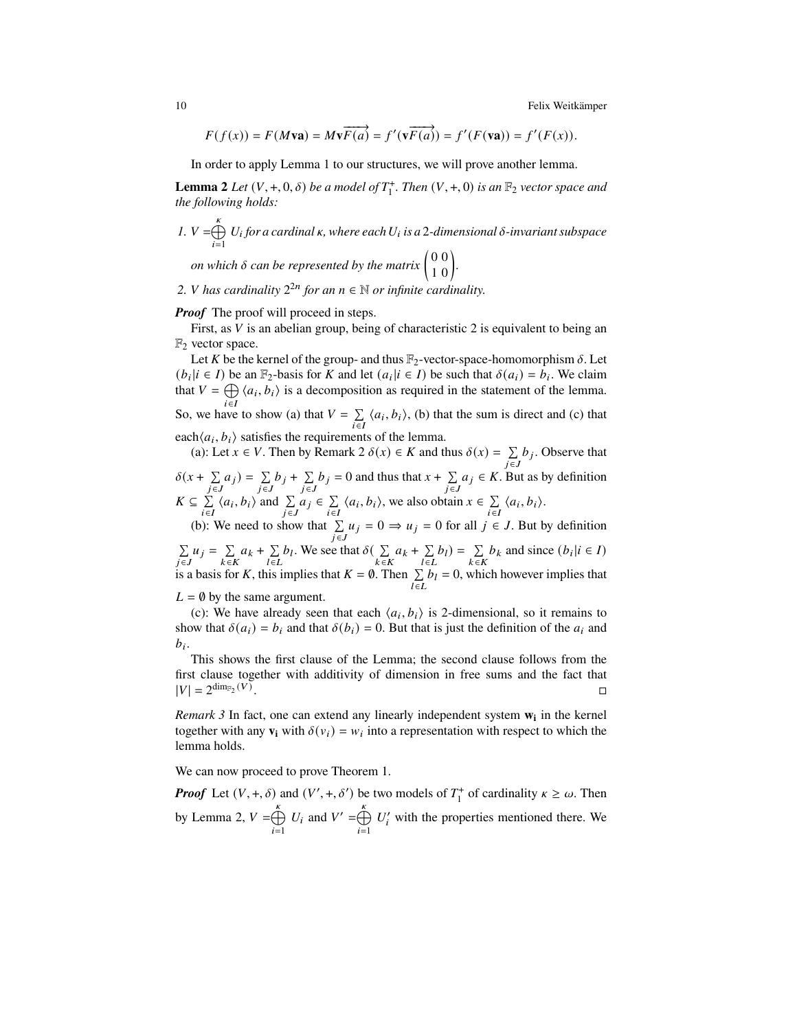$$F(f(x)) = F(M\mathbf{v}\mathbf{a}) = M\mathbf{v}\overrightarrow{F(a)} = f'(\mathbf{v}\overrightarrow{F(a)}) = f'(F(\mathbf{v}\mathbf{a})) = f'(F(x)).$$

In order to apply Lemma 1 to our structures, we will prove another lemma.

**Lemma 2** *Let $(V, +, 0, \delta)$ be a model of $T_1^+$. Then $(V, +, 0)$ is an $\mathbb{F}_2$ vector space and the following holds:*

1. *$V = \bigoplus_{i=1}^{\kappa} U_i$ for a cardinal $\kappa$, where each $U_i$ is a 2-dimensional $\delta$-invariant subspace on which $\delta$ can be represented by the matrix $\begin{pmatrix} 0 & 0 \\ 1 & 0 \end{pmatrix}$.*
2. *$V$ has cardinality $2^{2n}$ for an $n \in \mathbb{N}$ or infinite cardinality.*

***Proof*** The proof will proceed in steps.

First, as $V$ is an abelian group, being of characteristic 2 is equivalent to being an $\mathbb{F}_2$ vector space.

Let $K$ be the kernel of the group- and thus $\mathbb{F}_2$-vector-space-homomorphism $\delta$. Let $(b_i | i \in I)$ be an $\mathbb{F}_2$-basis for $K$ and let $(a_i | i \in I)$ be such that $\delta(a_i) = b_i$. We claim that $V = \bigoplus_{i \in I} \langle a_i, b_i \rangle$ is a decomposition as required in the statement of the lemma. So, we have to show (a) that $V = \sum_{i \in I} \langle a_i, b_i \rangle$, (b) that the sum is direct and (c) that each$\langle a_i, b_i \rangle$ satisfies the requirements of the lemma.

(a): Let $x \in V$. Then by Remark 2 $\delta(x) \in K$ and thus $\delta(x) = \sum_{j \in J} b_j$. Observe that $\delta(x + \sum_{j \in J} a_j) = \sum_{j \in J} b_j + \sum_{j \in J} b_j = 0$ and thus that $x + \sum_{j \in J} a_j \in K$. But as by definition $K \subseteq \sum_{i \in I} \langle a_i, b_i \rangle$ and $\sum_{j \in J} a_j \in \sum_{i \in I} \langle a_i, b_i \rangle$, we also obtain $x \in \sum_{i \in I} \langle a_i, b_i \rangle$.

(b): We need to show that $\sum_{j \in J} u_j = 0 \Rightarrow u_j = 0$ for all $j \in J$. But by definition $\sum_{j \in J} u_j = \sum_{k \in K} a_k + \sum_{l \in L} b_l$. We see that $\delta(\sum_{k \in K} a_k + \sum_{l \in L} b_l) = \sum_{k \in K} b_k$ and since $(b_i | i \in I)$ is a basis for $K$, this implies that $K = \emptyset$. Then $\sum_{l \in L} b_l = 0$, which however implies that $L = \emptyset$ by the same argument.

(c): We have already seen that each $\langle a_i, b_i \rangle$ is 2-dimensional, so it remains to show that $\delta(a_i) = b_i$ and that $\delta(b_i) = 0$. But that is just the definition of the $a_i$ and $b_i$.

This shows the first clause of the Lemma; the second clause follows from the first clause together with additivity of dimension in free sums and the fact that $|V| = 2^{\dim_{\mathbb{F}_2}(V)}$. $\square$

*Remark 3* In fact, one can extend any linearly independent system $\mathbf{w_i}$ in the kernel together with any $\mathbf{v_i}$ with $\delta(v_i) = w_i$ into a representation with respect to which the lemma holds.

We can now proceed to prove Theorem 1.

***Proof*** Let $(V, +, \delta)$ and $(V', +, \delta')$ be two models of $T_1^+$ of cardinality $\kappa \geq \omega$. Then by Lemma 2, $V = \bigoplus_{i=1}^{\kappa} U_i$ and $V' = \bigoplus_{i=1}^{\kappa} U_i'$ with the properties mentioned there. We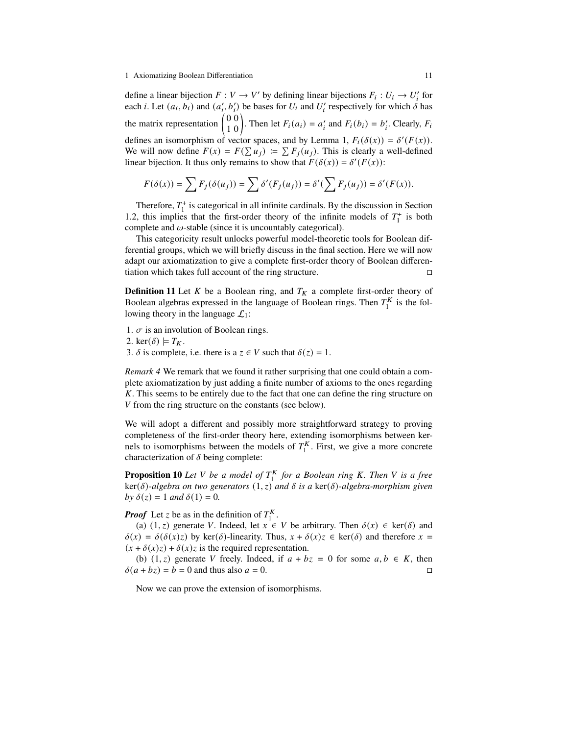define a linear bijection $F : V \to V'$ by defining linear bijections $F_i : U_i \to U_i'$ for each $i$. Let $(a_i, b_i)$ and $(a_i', b_i')$ be bases for $U_i$ and $U_i'$ respectively for which $\delta$ has the matrix representation $\begin{pmatrix} 0 & 0 \\ 1 & 0 \end{pmatrix}$. Then let $F_i(a_i) = a_i'$ and $F_i(b_i) = b_i'$. Clearly, $F_i$ defines an isomorphism of vector spaces, and by Lemma 1, $F_i(\delta(x)) = \delta'(F(x))$. We will now define $F(x) = F(\sum u_j) := \sum F_j(u_j)$. This is clearly a well-defined linear bijection. It thus only remains to show that $F(\delta(x)) = \delta'(F(x))$:

$$F(\delta(x)) = \sum F_j(\delta(u_j)) = \sum \delta'(F_j(u_j)) = \delta'(\sum F_j(u_j)) = \delta'(F(x)).$$

Therefore, $T_1^+$ is categorical in all infinite cardinals. By the discussion in Section 1.2, this implies that the first-order theory of the infinite models of $T_1^+$ is both complete and $\omega$-stable (since it is uncountably categorical).

This categoricity result unlocks powerful model-theoretic tools for Boolean differential groups, which we will briefly discuss in the final section. Here we will now adapt our axiomatization to give a complete first-order theory of Boolean differentiation which takes full account of the ring structure. □

**Definition 11** Let $K$ be a Boolean ring, and $T_K$ a complete first-order theory of Boolean algebras expressed in the language of Boolean rings. Then $T_1^K$ is the following theory in the language $\mathcal{L}_1$:

1. $\sigma$ is an involution of Boolean rings.
2. $\ker(\delta) \models T_K$.
3. $\delta$ is complete, i.e. there is a $z \in V$ such that $\delta(z) = 1$.

*Remark 4* We remark that we found it rather surprising that one could obtain a complete axiomatization by just adding a finite number of axioms to the ones regarding $K$. This seems to be entirely due to the fact that one can define the ring structure on $V$ from the ring structure on the constants (see below).

We will adopt a different and possibly more straightforward strategy to proving completeness of the first-order theory here, extending isomorphisms between kernels to isomorphisms between the models of $T_1^K$. First, we give a more concrete characterization of $\delta$ being complete:

**Proposition 10** *Let $V$ be a model of $T_1^K$ for a Boolean ring $K$. Then $V$ is a free $\ker(\delta)$-algebra on two generators $(1, z)$ and $\delta$ is a $\ker(\delta)$-algebra-morphism given by $\delta(z) = 1$ and $\delta(1) = 0$.*

***Proof*** Let $z$ be as in the definition of $T_1^K$.

(a) $(1, z)$ generate $V$. Indeed, let $x \in V$ be arbitrary. Then $\delta(x) \in \ker(\delta)$ and $\delta(x) = \delta(\delta(x)z)$ by $\ker(\delta)$-linearity. Thus, $x + \delta(x)z \in \ker(\delta)$ and therefore $x = (x + \delta(x)z) + \delta(x)z$ is the required representation.

(b) $(1, z)$ generate $V$ freely. Indeed, if $a + bz = 0$ for some $a, b \in K$, then $\delta(a + bz) = b = 0$ and thus also $a = 0$. □

Now we can prove the extension of isomorphisms.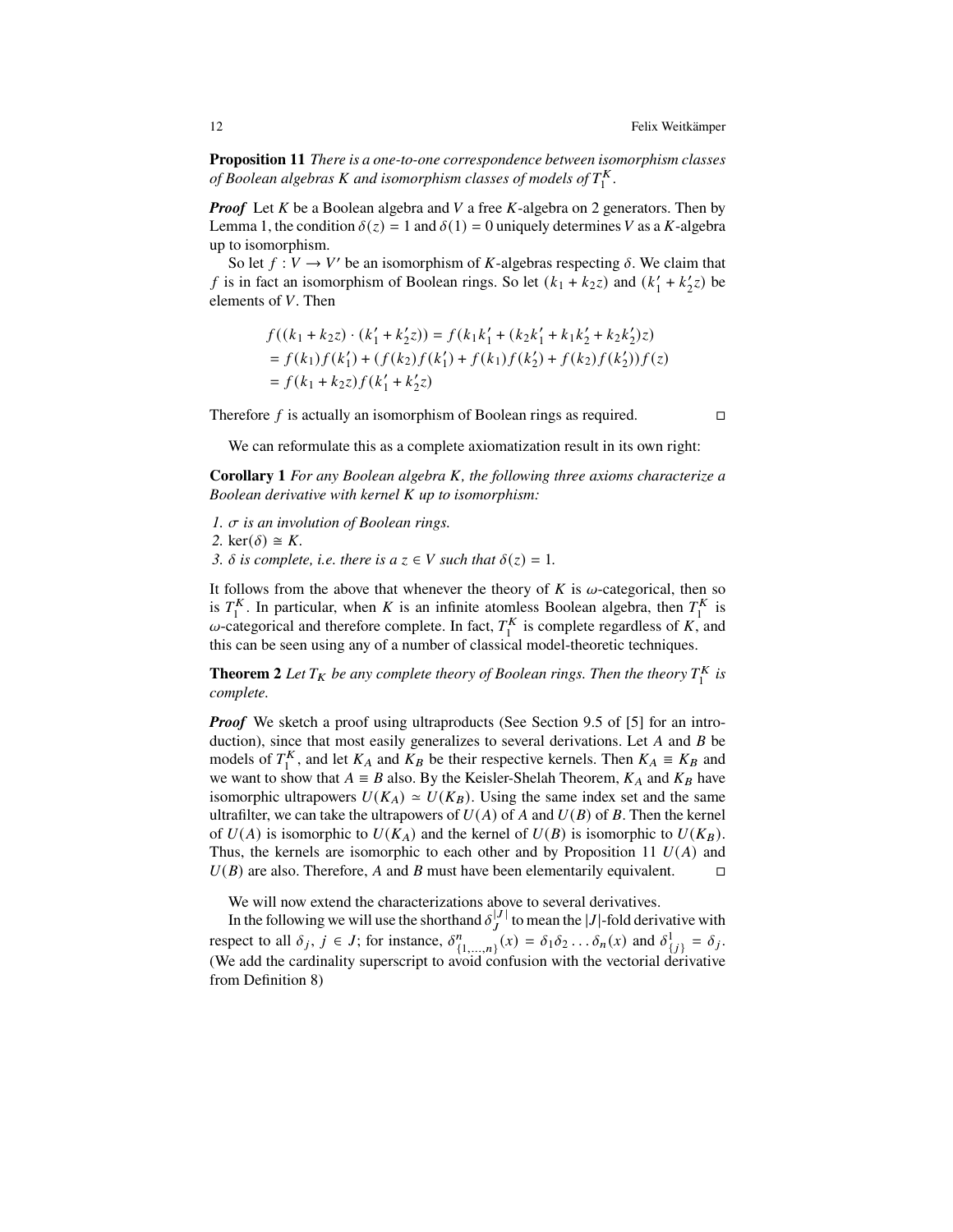**Proposition 11** *There is a one-to-one correspondence between isomorphism classes of Boolean algebras $K$ and isomorphism classes of models of $T_1^K$.*

***Proof*** Let $K$ be a Boolean algebra and $V$ a free $K$-algebra on 2 generators. Then by Lemma 1, the condition $\delta(z) = 1$ and $\delta(1) = 0$ uniquely determines $V$ as a $K$-algebra up to isomorphism.

So let $f : V \to V'$ be an isomorphism of $K$-algebras respecting $\delta$. We claim that $f$ is in fact an isomorphism of Boolean rings. So let $(k_1 + k_2 z)$ and $(k_1' + k_2' z)$ be elements of $V$. Then

$$
\begin{aligned}
&f((k_1 + k_2 z) \cdot (k_1' + k_2' z)) = f(k_1 k_1' + (k_2 k_1' + k_1 k_2' + k_2 k_2')z) \\
&= f(k_1) f(k_1') + (f(k_2) f(k_1') + f(k_1) f(k_2') + f(k_2) f(k_2')) f(z) \\
&= f(k_1 + k_2 z) f(k_1' + k_2' z)
\end{aligned}
$$

Therefore $f$ is actually an isomorphism of Boolean rings as required. □

We can reformulate this as a complete axiomatization result in its own right:

**Corollary 1** *For any Boolean algebra $K$, the following three axioms characterize a Boolean derivative with kernel $K$ up to isomorphism:*

1. *$\sigma$ is an involution of Boolean rings.*
2. $\ker(\delta) \cong K$.
3. *$\delta$ is complete, i.e. there is a $z \in V$ such that $\delta(z) = 1$.*

It follows from the above that whenever the theory of $K$ is $\omega$-categorical, then so is $T_1^K$. In particular, when $K$ is an infinite atomless Boolean algebra, then $T_1^K$ is $\omega$-categorical and therefore complete. In fact, $T_1^K$ is complete regardless of $K$, and this can be seen using any of a number of classical model-theoretic techniques.

**Theorem 2** *Let $T_K$ be any complete theory of Boolean rings. Then the theory $T_1^K$ is complete.*

***Proof*** We sketch a proof using ultraproducts (See Section 9.5 of [5] for an introduction), since that most easily generalizes to several derivations. Let $A$ and $B$ be models of $T_1^K$, and let $K_A$ and $K_B$ be their respective kernels. Then $K_A \equiv K_B$ and we want to show that $A \equiv B$ also. By the Keisler-Shelah Theorem, $K_A$ and $K_B$ have isomorphic ultrapowers $U(K_A) \simeq U(K_B)$. Using the same index set and the same ultrafilter, we can take the ultrapowers of $U(A)$ of $A$ and $U(B)$ of $B$. Then the kernel of $U(A)$ is isomorphic to $U(K_A)$ and the kernel of $U(B)$ is isomorphic to $U(K_B)$. Thus, the kernels are isomorphic to each other and by Proposition 11 $U(A)$ and $U(B)$ are also. Therefore, $A$ and $B$ must have been elementarily equivalent. □

We will now extend the characterizations above to several derivatives.

In the following we will use the shorthand $\delta_J^{|J|}$ to mean the $|J|$-fold derivative with respect to all $\delta_j$, $j \in J$; for instance, $\delta^n_{\{1,\ldots,n\}}(x) = \delta_1 \delta_2 \ldots \delta_n(x)$ and $\delta^1_{\{j\}} = \delta_j$. (We add the cardinality superscript to avoid confusion with the vectorial derivative from Definition 8)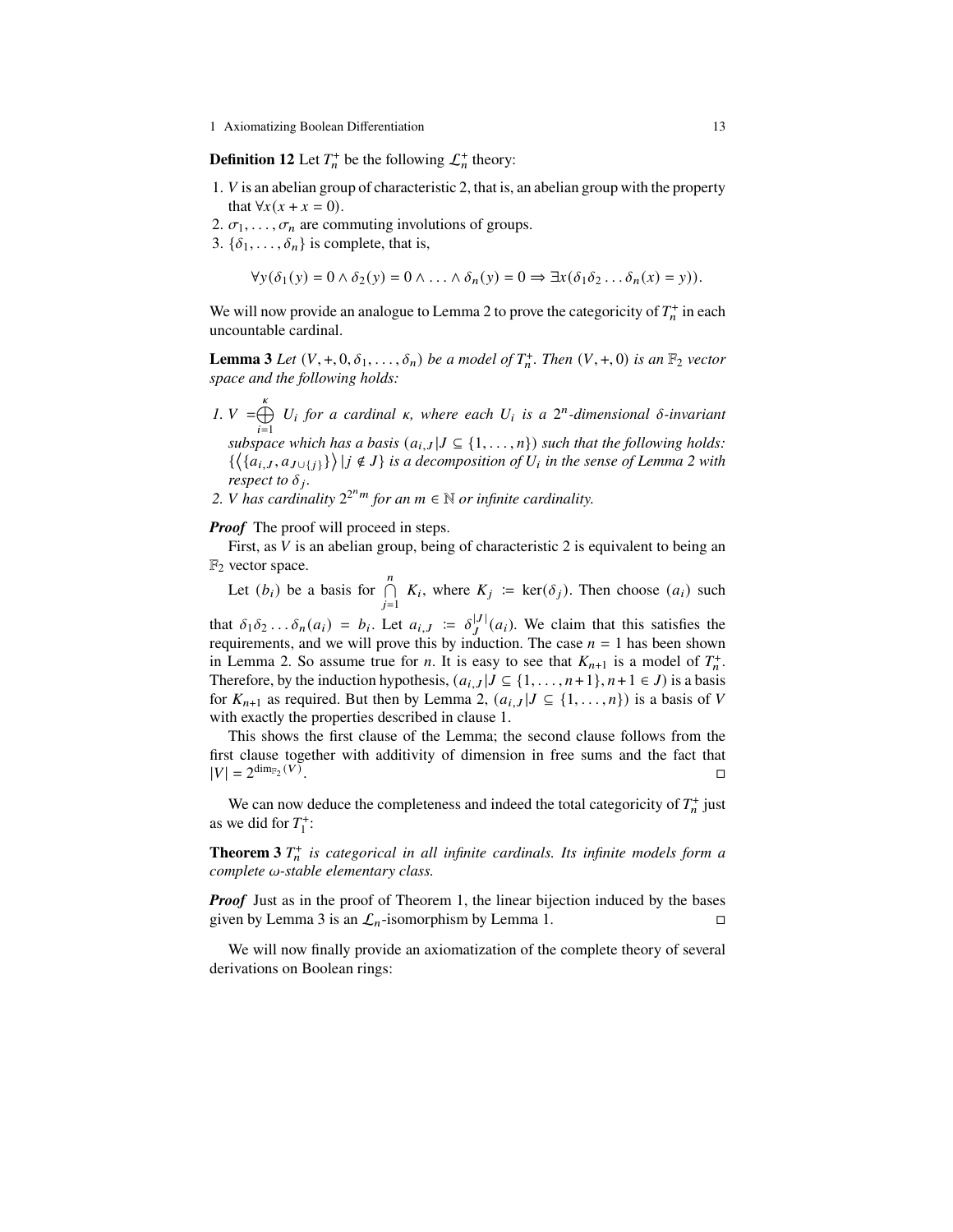**Definition 12** Let $T_n^+$ be the following $\mathcal{L}_n^+$ theory:

1. $V$ is an abelian group of characteristic 2, that is, an abelian group with the property that $\forall x(x + x = 0)$.
2. $\sigma_1, \dots, \sigma_n$ are commuting involutions of groups.
3. $\{\delta_1, \dots, \delta_n\}$ is complete, that is,

$$\forall y(\delta_1(y) = 0 \wedge \delta_2(y) = 0 \wedge \dots \wedge \delta_n(y) = 0 \Rightarrow \exists x(\delta_1\delta_2 \dots \delta_n(x) = y)).$$

We will now provide an analogue to Lemma 2 to prove the categoricity of $T_n^+$ in each uncountable cardinal.

**Lemma 3** *Let $(V, +, 0, \delta_1, \dots, \delta_n)$ be a model of $T_n^+$. Then $(V, +, 0)$ is an $\mathbb{F}_2$ vector space and the following holds:*

1. *$V = \bigoplus_{i=1}^{\kappa} U_i$ for a cardinal $\kappa$, where each $U_i$ is a $2^n$-dimensional $\delta$-invariant subspace which has a basis $(a_{i,J} | J \subseteq \{1, \dots, n\})$ such that the following holds: $\{\langle \{a_{i,J}, a_{J\cup\{j\}}\} \rangle | j \notin J\}$ is a decomposition of $U_i$ in the sense of Lemma 2 with respect to $\delta_j$.*
2. *$V$ has cardinality $2^{2^n m}$ for an $m \in \mathbb{N}$ or infinite cardinality.*

***Proof*** The proof will proceed in steps.

First, as $V$ is an abelian group, being of characteristic 2 is equivalent to being an $\mathbb{F}_2$ vector space.

Let $(b_i)$ be a basis for $\bigcap_{j=1}^{n} K_i$, where $K_j := \ker(\delta_j)$. Then choose $(a_i)$ such that $\delta_1\delta_2 \dots \delta_n(a_i) = b_i$. Let $a_{i,J} := \delta_J^{|J|}(a_i)$. We claim that this satisfies the requirements, and we will prove this by induction. The case $n = 1$ has been shown in Lemma 2. So assume true for $n$. It is easy to see that $K_{n+1}$ is a model of $T_n^+$. Therefore, by the induction hypothesis, $(a_{i,J} | J \subseteq \{1, \dots, n+1\}, n+1 \in J)$ is a basis for $K_{n+1}$ as required. But then by Lemma 2, $(a_{i,J} | J \subseteq \{1, \dots, n\})$ is a basis of $V$ with exactly the properties described in clause 1.

This shows the first clause of the Lemma; the second clause follows from the first clause together with additivity of dimension in free sums and the fact that $|V| = 2^{\dim_{\mathbb{F}_2}(V)}$. □

We can now deduce the completeness and indeed the total categoricity of $T_n^+$ just as we did for $T_1^+$:

**Theorem 3** *$T_n^+$ is categorical in all infinite cardinals. Its infinite models form a complete $\omega$-stable elementary class.*

***Proof*** Just as in the proof of Theorem 1, the linear bijection induced by the bases given by Lemma 3 is an $\mathcal{L}_n$-isomorphism by Lemma 1. □

We will now finally provide an axiomatization of the complete theory of several derivations on Boolean rings: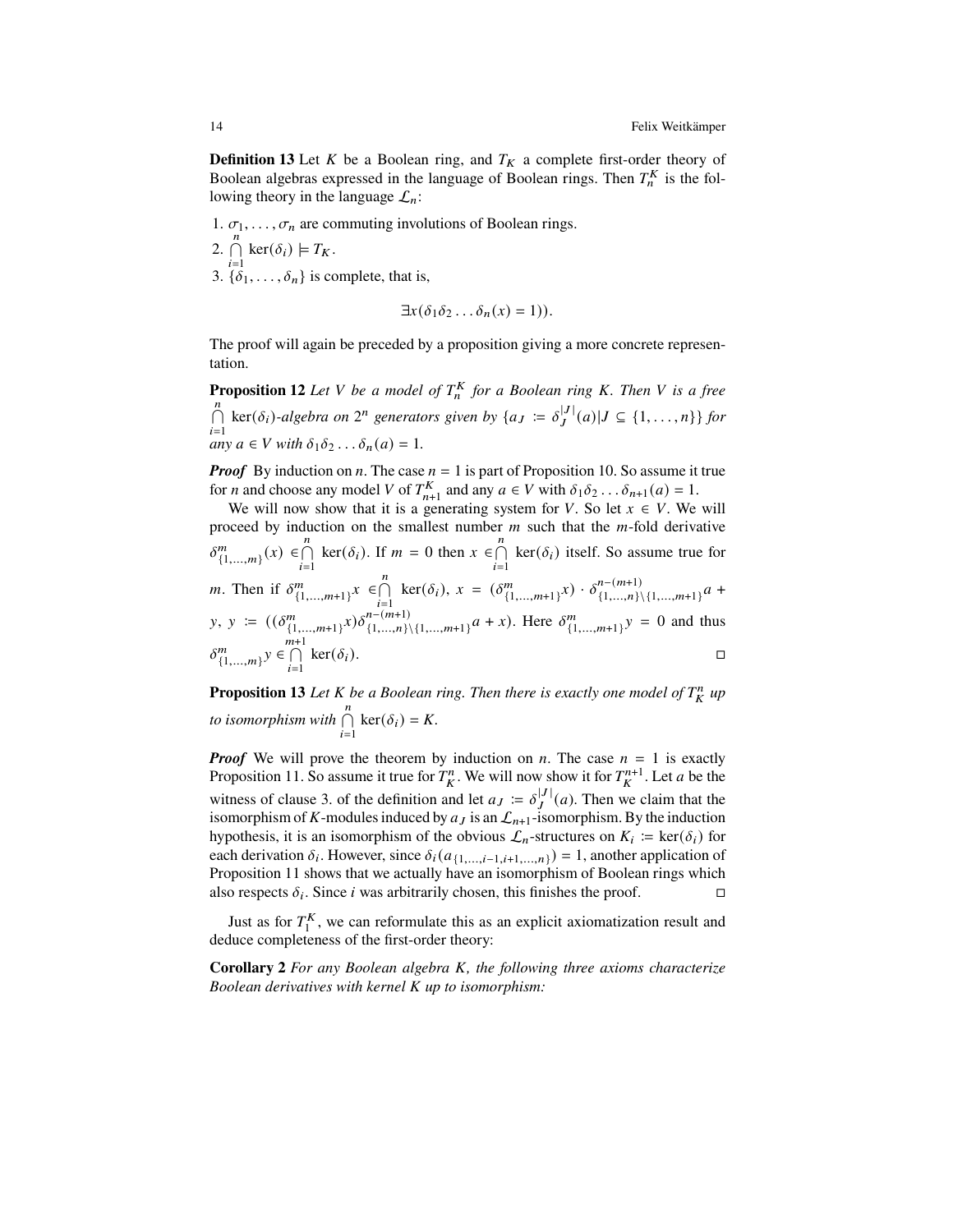**Definition 13** Let $K$ be a Boolean ring, and $T_K$ a complete first-order theory of Boolean algebras expressed in the language of Boolean rings. Then $T_n^K$ is the following theory in the language $\mathcal{L}_n$:

1. $\sigma_1, \ldots, \sigma_n$ are commuting involutions of Boolean rings.
2. $\bigcap_{i=1}^{n} \ker(\delta_i) \models T_K$.
3. $\{\delta_1, \ldots, \delta_n\}$ is complete, that is,

$$\exists x(\delta_1\delta_2 \ldots \delta_n(x) = 1)).$$

The proof will again be preceded by a proposition giving a more concrete representation.

**Proposition 12** *Let $V$ be a model of $T_n^K$ for a Boolean ring $K$. Then $V$ is a free $\bigcap_{i=1}^{n} \ker(\delta_i)$-algebra on $2^n$ generators given by $\{a_J := \delta_J^{|J|}(a) | J \subseteq \{1, \ldots, n\}\}$ for any $a \in V$ with $\delta_1\delta_2 \ldots \delta_n(a) = 1$.*

***Proof*** By induction on $n$. The case $n = 1$ is part of Proposition 10. So assume it true for $n$ and choose any model $V$ of $T_{n+1}^K$ and any $a \in V$ with $\delta_1\delta_2 \ldots \delta_{n+1}(a) = 1$.

We will now show that it is a generating system for $V$. So let $x \in V$. We will proceed by induction on the smallest number $m$ such that the $m$-fold derivative $\delta^m_{\{1,\ldots,m\}}(x) \in \bigcap_{i=1}^{n} \ker(\delta_i)$. If $m = 0$ then $x \in \bigcap_{i=1}^{n} \ker(\delta_i)$ itself. So assume true for $m$. Then if $\delta^m_{\{1,\ldots,m+1\}}x \in \bigcap_{i=1}^{n} \ker(\delta_i)$, $x = (\delta^m_{\{1,\ldots,m+1\}}x) \cdot \delta^{n-(m+1)}_{\{1,\ldots,n\}\setminus\{1,\ldots,m+1\}}a + y$, $y := ((\delta^m_{\{1,\ldots,m+1\}}x)\delta^{n-(m+1)}_{\{1,\ldots,n\}\setminus\{1,\ldots,m+1\}}a + x)$. Here $\delta^m_{\{1,\ldots,m+1\}}y = 0$ and thus $\delta^m_{\{1,\ldots,m\}}y \in \bigcap_{i=1}^{m+1} \ker(\delta_i)$. □

**Proposition 13** *Let $K$ be a Boolean ring. Then there is exactly one model of $T_K^n$ up to isomorphism with $\bigcap_{i=1}^{n} \ker(\delta_i) = K$.*

***Proof*** We will prove the theorem by induction on $n$. The case $n = 1$ is exactly Proposition 11. So assume it true for $T_K^n$. We will now show it for $T_K^{n+1}$. Let $a$ be the witness of clause 3. of the definition and let $a_J := \delta_J^{|J|}(a)$. Then we claim that the isomorphism of $K$-modules induced by $a_J$ is an $\mathcal{L}_{n+1}$-isomorphism. By the induction hypothesis, it is an isomorphism of the obvious $\mathcal{L}_n$-structures on $K_i := \ker(\delta_i)$ for each derivation $\delta_i$. However, since $\delta_i(a_{\{1,\ldots,i-1,i+1,\ldots,n\}}) = 1$, another application of Proposition 11 shows that we actually have an isomorphism of Boolean rings which also respects $\delta_i$. Since $i$ was arbitrarily chosen, this finishes the proof. □

Just as for $T_1^K$, we can reformulate this as an explicit axiomatization result and deduce completeness of the first-order theory:

**Corollary 2** *For any Boolean algebra $K$, the following three axioms characterize Boolean derivatives with kernel $K$ up to isomorphism:*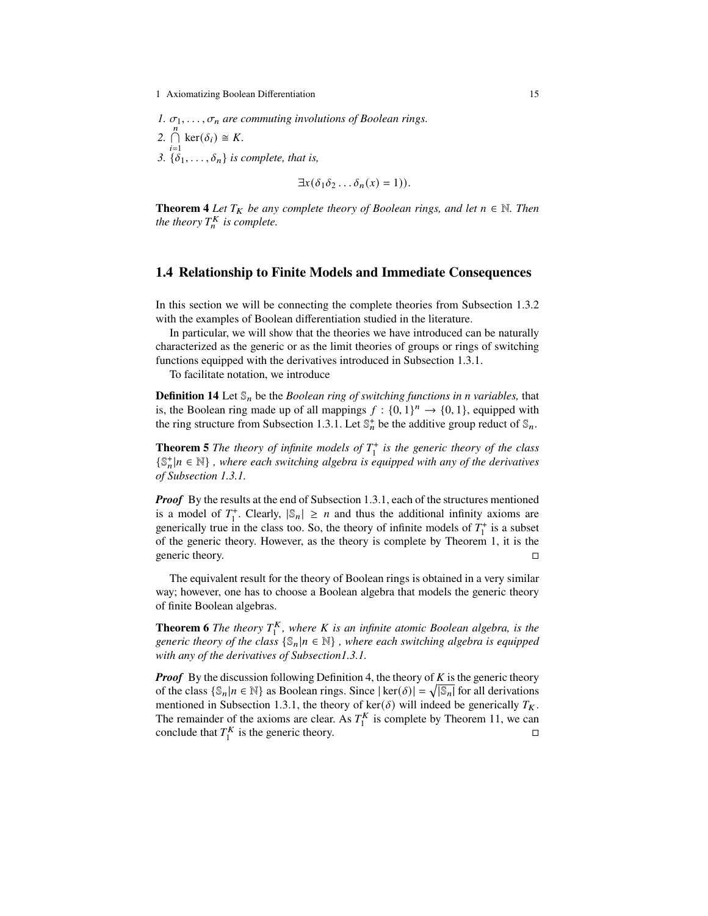1. $\sigma_1, \ldots, \sigma_n$ *are commuting involutions of Boolean rings.*
2. $\bigcap_{i=1}^{n} \ker(\delta_i) \cong K$.
3. $\{\delta_1, \ldots, \delta_n\}$ *is complete, that is,*

$$\exists x(\delta_1\delta_2 \ldots \delta_n(x) = 1)).$$

**Theorem 4** *Let $T_K$ be any complete theory of Boolean rings, and let $n \in \mathbb{N}$. Then the theory $T_n^K$ is complete.*

## 1.4 Relationship to Finite Models and Immediate Consequences

In this section we will be connecting the complete theories from Subsection 1.3.2 with the examples of Boolean differentiation studied in the literature.

In particular, we will show that the theories we have introduced can be naturally characterized as the generic or as the limit theories of groups or rings of switching functions equipped with the derivatives introduced in Subsection 1.3.1.

To facilitate notation, we introduce

**Definition 14** Let $\mathbb{S}_n$ be the *Boolean ring of switching functions in n variables,* that is, the Boolean ring made up of all mappings $f : \{0,1\}^n \to \{0,1\}$, equipped with the ring structure from Subsection 1.3.1. Let $\mathbb{S}_n^+$ be the additive group reduct of $\mathbb{S}_n$.

**Theorem 5** *The theory of infinite models of $T_1^+$ is the generic theory of the class $\{\mathbb{S}_n^+ | n \in \mathbb{N}\}$ , where each switching algebra is equipped with any of the derivatives of Subsection 1.3.1.*

***Proof*** By the results at the end of Subsection 1.3.1, each of the structures mentioned is a model of $T_1^+$. Clearly, $|\mathbb{S}_n| \geq n$ and thus the additional infinity axioms are generically true in the class too. So, the theory of infinite models of $T_1^+$ is a subset of the generic theory. However, as the theory is complete by Theorem 1, it is the generic theory. □

The equivalent result for the theory of Boolean rings is obtained in a very similar way; however, one has to choose a Boolean algebra that models the generic theory of finite Boolean algebras.

**Theorem 6** *The theory $T_1^K$, where $K$ is an infinite atomic Boolean algebra, is the generic theory of the class $\{\mathbb{S}_n | n \in \mathbb{N}\}$ , where each switching algebra is equipped with any of the derivatives of Subsection1.3.1.*

***Proof*** By the discussion following Definition 4, the theory of $K$ is the generic theory of the class $\{\mathbb{S}_n | n \in \mathbb{N}\}$ as Boolean rings. Since $|\ker(\delta)| = \sqrt{|\mathbb{S}_n|}$ for all derivations mentioned in Subsection 1.3.1, the theory of $\ker(\delta)$ will indeed be generically $T_K$. The remainder of the axioms are clear. As $T_1^K$ is complete by Theorem 11, we can conclude that $T_1^K$ is the generic theory. □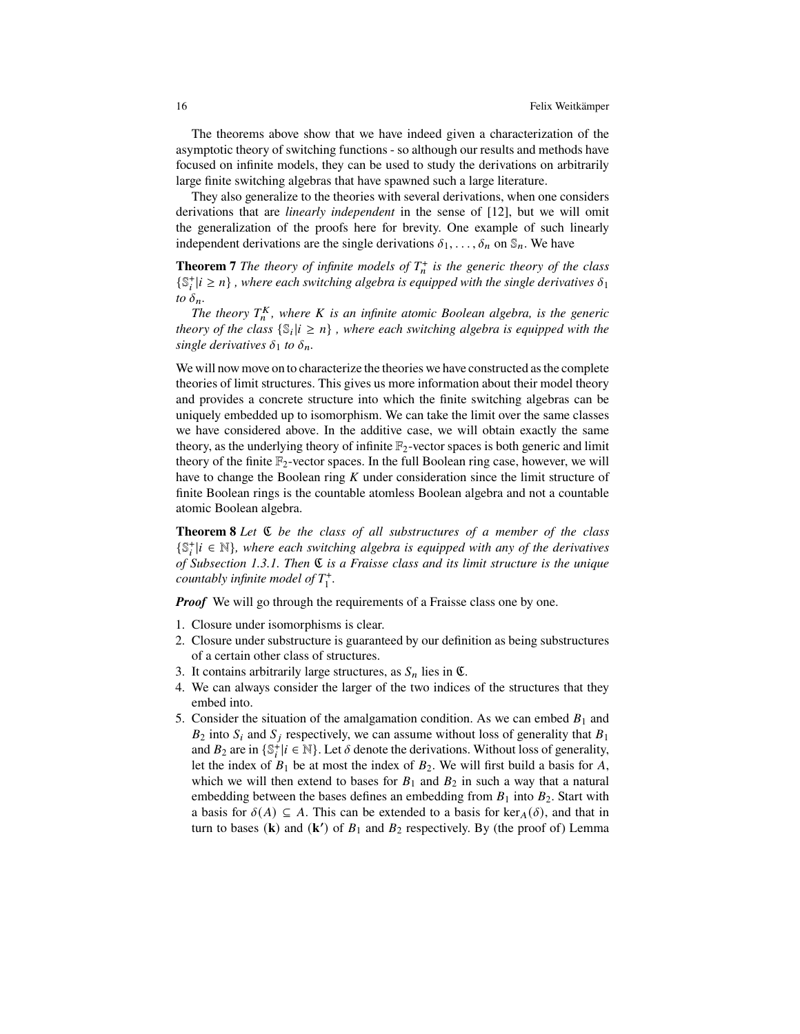The theorems above show that we have indeed given a characterization of the asymptotic theory of switching functions - so although our results and methods have focused on infinite models, they can be used to study the derivations on arbitrarily large finite switching algebras that have spawned such a large literature.

They also generalize to the theories with several derivations, when one considers derivations that are *linearly independent* in the sense of [12], but we will omit the generalization of the proofs here for brevity. One example of such linearly independent derivations are the single derivations $\delta_1, \ldots, \delta_n$ on $\mathbb{S}_n$. We have

**Theorem 7** *The theory of infinite models of $T_n^+$ is the generic theory of the class $\{\mathbb{S}_i^+ | i \geq n\}$ , where each switching algebra is equipped with the single derivatives $\delta_1$ to $\delta_n$.*

*The theory $T_n^K$, where $K$ is an infinite atomic Boolean algebra, is the generic theory of the class $\{\mathbb{S}_i | i \geq n\}$ , where each switching algebra is equipped with the single derivatives $\delta_1$ to $\delta_n$.*

We will now move on to characterize the theories we have constructed as the complete theories of limit structures. This gives us more information about their model theory and provides a concrete structure into which the finite switching algebras can be uniquely embedded up to isomorphism. We can take the limit over the same classes we have considered above. In the additive case, we will obtain exactly the same theory, as the underlying theory of infinite $\mathbb{F}_2$-vector spaces is both generic and limit theory of the finite $\mathbb{F}_2$-vector spaces. In the full Boolean ring case, however, we will have to change the Boolean ring $K$ under consideration since the limit structure of finite Boolean rings is the countable atomless Boolean algebra and not a countable atomic Boolean algebra.

**Theorem 8** *Let $\mathfrak{C}$ be the class of all substructures of a member of the class $\{\mathbb{S}_i^+ | i \in \mathbb{N}\}$, where each switching algebra is equipped with any of the derivatives of Subsection 1.3.1. Then $\mathfrak{C}$ is a Fraisse class and its limit structure is the unique countably infinite model of $T_1^+$.*

***Proof*** We will go through the requirements of a Fraisse class one by one.

1. Closure under isomorphisms is clear.
2. Closure under substructure is guaranteed by our definition as being substructures of a certain other class of structures.
3. It contains arbitrarily large structures, as $S_n$ lies in $\mathfrak{C}$.
4. We can always consider the larger of the two indices of the structures that they embed into.
5. Consider the situation of the amalgamation condition. As we can embed $B_1$ and $B_2$ into $S_i$ and $S_j$ respectively, we can assume without loss of generality that $B_1$ and $B_2$ are in $\{\mathbb{S}_i^+ | i \in \mathbb{N}\}$. Let $\delta$ denote the derivations. Without loss of generality, let the index of $B_1$ be at most the index of $B_2$. We will first build a basis for $A$, which we will then extend to bases for $B_1$ and $B_2$ in such a way that a natural embedding between the bases defines an embedding from $B_1$ into $B_2$. Start with a basis for $\delta(A) \subseteq A$. This can be extended to a basis for $\ker_A(\delta)$, and that in turn to bases $(\mathbf{k})$ and $(\mathbf{k'})$ of $B_1$ and $B_2$ respectively. By (the proof of) Lemma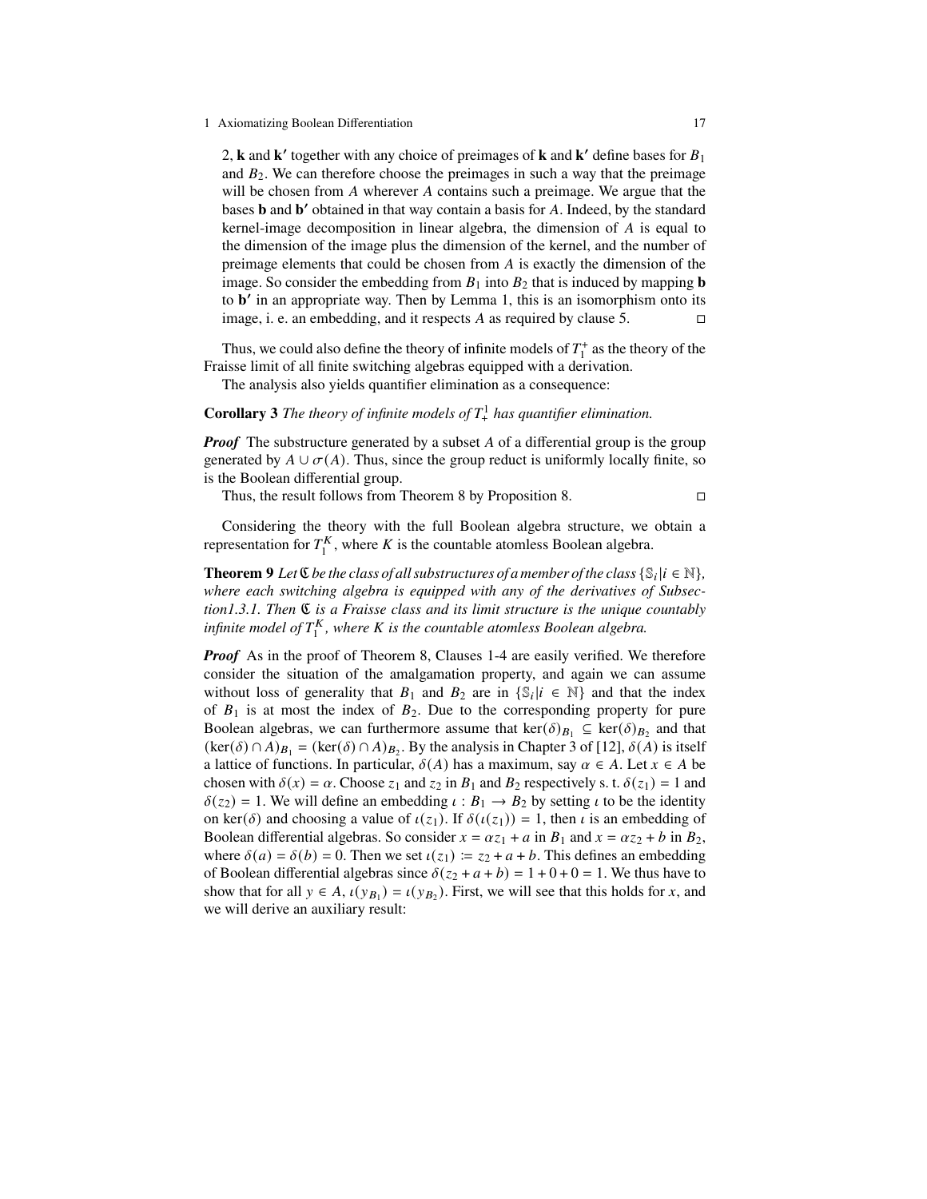2, $\mathbf{k}$ and $\mathbf{k'}$ together with any choice of preimages of $\mathbf{k}$ and $\mathbf{k'}$ define bases for $B_1$ and $B_2$. We can therefore choose the preimages in such a way that the preimage will be chosen from $A$ wherever $A$ contains such a preimage. We argue that the bases $\mathbf{b}$ and $\mathbf{b'}$ obtained in that way contain a basis for $A$. Indeed, by the standard kernel-image decomposition in linear algebra, the dimension of $A$ is equal to the dimension of the image plus the dimension of the kernel, and the number of preimage elements that could be chosen from $A$ is exactly the dimension of the image. So consider the embedding from $B_1$ into $B_2$ that is induced by mapping $\mathbf{b}$ to $\mathbf{b'}$ in an appropriate way. Then by Lemma 1, this is an isomorphism onto its image, i. e. an embedding, and it respects $A$ as required by clause 5. □

Thus, we could also define the theory of infinite models of $T_1^+$ as the theory of the Fraisse limit of all finite switching algebras equipped with a derivation.

The analysis also yields quantifier elimination as a consequence:

**Corollary 3** *The theory of infinite models of $T_+^1$ has quantifier elimination.*

***Proof*** The substructure generated by a subset $A$ of a differential group is the group generated by $A \cup \sigma(A)$. Thus, since the group reduct is uniformly locally finite, so is the Boolean differential group.

Thus, the result follows from Theorem 8 by Proposition 8. □

Considering the theory with the full Boolean algebra structure, we obtain a representation for $T_1^K$, where $K$ is the countable atomless Boolean algebra.

**Theorem 9** *Let $\mathfrak{C}$ be the class of all substructures of a member of the class $\{\mathbb{S}_i | i \in \mathbb{N}\}$, where each switching algebra is equipped with any of the derivatives of Subsection1.3.1. Then $\mathfrak{C}$ is a Fraisse class and its limit structure is the unique countably infinite model of $T_1^K$, where $K$ is the countable atomless Boolean algebra.*

***Proof*** As in the proof of Theorem 8, Clauses 1-4 are easily verified. We therefore consider the situation of the amalgamation property, and again we can assume without loss of generality that $B_1$ and $B_2$ are in $\{\mathbb{S}_i | i \in \mathbb{N}\}$ and that the index of $B_1$ is at most the index of $B_2$. Due to the corresponding property for pure Boolean algebras, we can furthermore assume that $\ker(\delta)_{B_1} \subseteq \ker(\delta)_{B_2}$ and that $(\ker(\delta) \cap A)_{B_1} = (\ker(\delta) \cap A)_{B_2}$. By the analysis in Chapter 3 of [12], $\delta(A)$ is itself a lattice of functions. In particular, $\delta(A)$ has a maximum, say $\alpha \in A$. Let $x \in A$ be chosen with $\delta(x) = \alpha$. Choose $z_1$ and $z_2$ in $B_1$ and $B_2$ respectively s. t. $\delta(z_1) = 1$ and $\delta(z_2) = 1$. We will define an embedding $\iota : B_1 \to B_2$ by setting $\iota$ to be the identity on $\ker(\delta)$ and choosing a value of $\iota(z_1)$. If $\delta(\iota(z_1)) = 1$, then $\iota$ is an embedding of Boolean differential algebras. So consider $x = \alpha z_1 + a$ in $B_1$ and $x = \alpha z_2 + b$ in $B_2$, where $\delta(a) = \delta(b) = 0$. Then we set $\iota(z_1) := z_2 + a + b$. This defines an embedding of Boolean differential algebras since $\delta(z_2 + a + b) = 1 + 0 + 0 = 1$. We thus have to show that for all $y \in A$, $\iota(y_{B_1}) = \iota(y_{B_2})$. First, we will see that this holds for $x$, and we will derive an auxiliary result: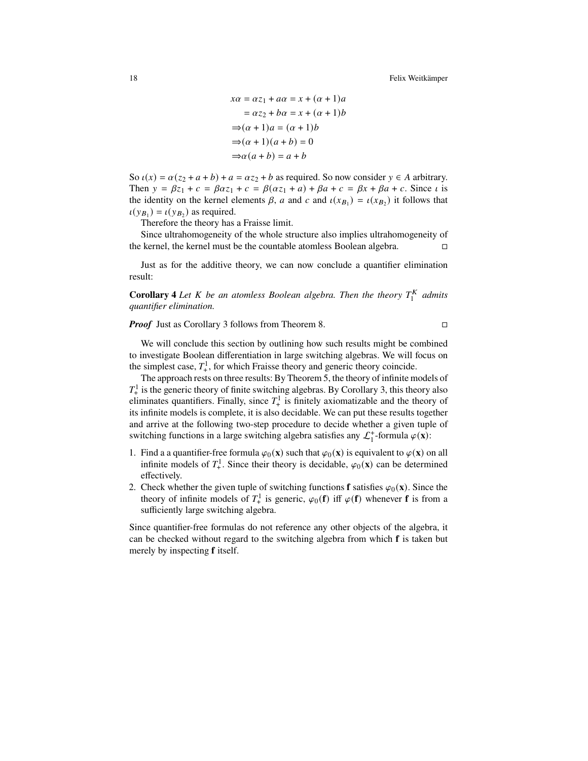$$
\begin{aligned}
x\alpha &= \alpha z_1 + a\alpha = x + (\alpha + 1)a \\
&= \alpha z_2 + b\alpha = x + (\alpha + 1)b \\
&\Rightarrow (\alpha + 1)a = (\alpha + 1)b \\
&\Rightarrow (\alpha + 1)(a + b) = 0 \\
&\Rightarrow \alpha(a + b) = a + b
\end{aligned}
$$

So $\iota(x) = \alpha(z_2 + a + b) + a = \alpha z_2 + b$ as required. So now consider $y \in A$ arbitrary. Then $y = \beta z_1 + c = \beta\alpha z_1 + c = \beta(\alpha z_1 + a) + \beta a + c = \beta x + \beta a + c$. Since $\iota$ is the identity on the kernel elements $\beta$, $a$ and $c$ and $\iota(x_{B_1}) = \iota(x_{B_2})$ it follows that $\iota(y_{B_1}) = \iota(y_{B_2})$ as required.

Therefore the theory has a Fraisse limit.

Since ultrahomogeneity of the whole structure also implies ultrahomogeneity of the kernel, the kernel must be the countable atomless Boolean algebra. □

Just as for the additive theory, we can now conclude a quantifier elimination result:

**Corollary 4** *Let $K$ be an atomless Boolean algebra. Then the theory $T_1^K$ admits quantifier elimination.*

***Proof*** Just as Corollary 3 follows from Theorem 8. □

We will conclude this section by outlining how such results might be combined to investigate Boolean differentiation in large switching algebras. We will focus on the simplest case, $T_+^1$, for which Fraisse theory and generic theory coincide.

The approach rests on three results: By Theorem 5, the theory of infinite models of $T_+^1$ is the generic theory of finite switching algebras. By Corollary 3, this theory also eliminates quantifiers. Finally, since $T_+^1$ is finitely axiomatizable and the theory of its infinite models is complete, it is also decidable. We can put these results together and arrive at the following two-step procedure to decide whether a given tuple of switching functions in a large switching algebra satisfies any $\mathcal{L}_1^+$-formula $\varphi(\mathbf{x})$:

1. Find a a quantifier-free formula $\varphi_0(\mathbf{x})$ such that $\varphi_0(\mathbf{x})$ is equivalent to $\varphi(\mathbf{x})$ on all infinite models of $T_+^1$. Since their theory is decidable, $\varphi_0(\mathbf{x})$ can be determined effectively.
2. Check whether the given tuple of switching functions $\mathbf{f}$ satisfies $\varphi_0(\mathbf{x})$. Since the theory of infinite models of $T_+^1$ is generic, $\varphi_0(\mathbf{f})$ iff $\varphi(\mathbf{f})$ whenever $\mathbf{f}$ is from a sufficiently large switching algebra.

Since quantifier-free formulas do not reference any other objects of the algebra, it can be checked without regard to the switching algebra from which $\mathbf{f}$ is taken but merely by inspecting $\mathbf{f}$ itself.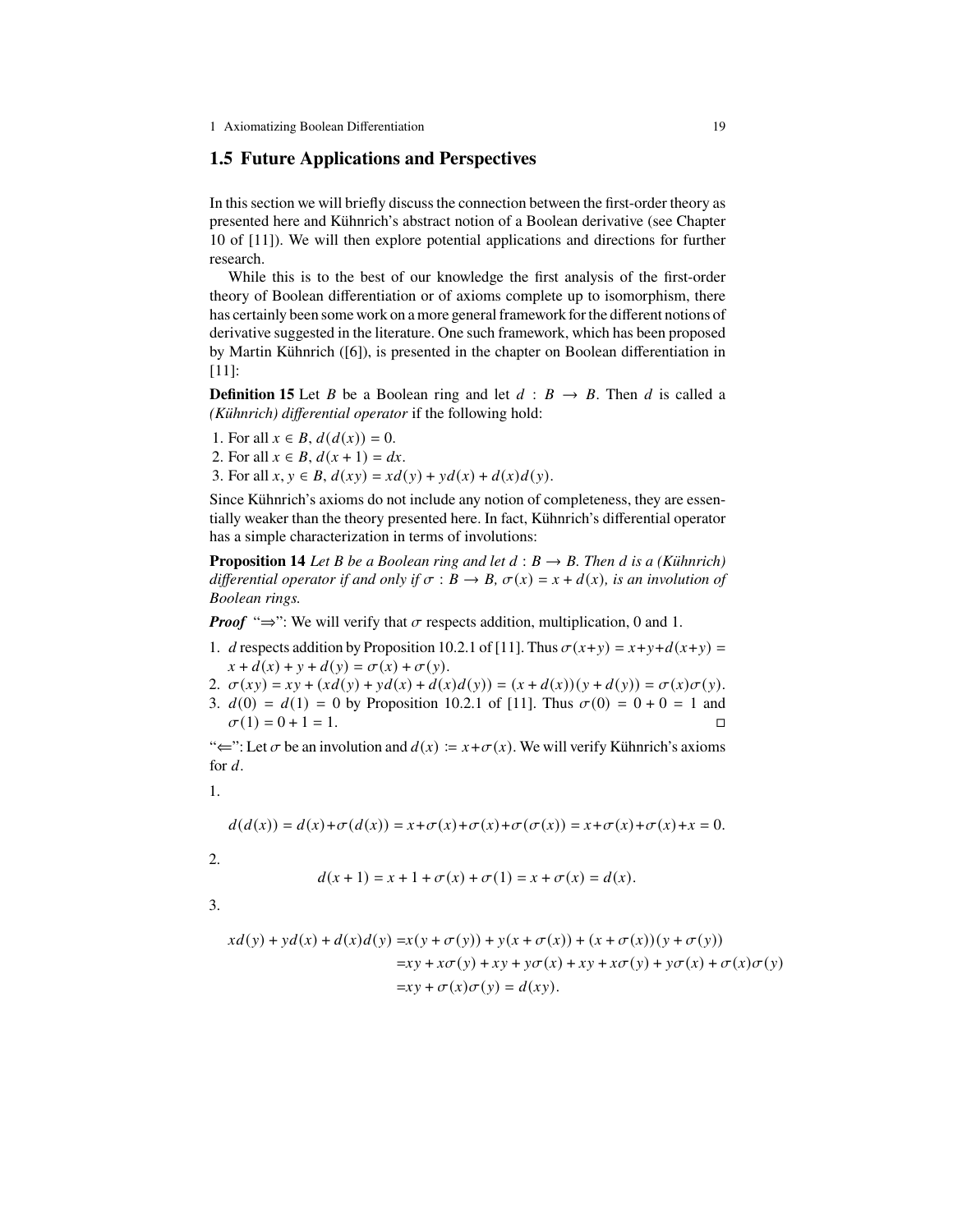## 1.5 Future Applications and Perspectives

In this section we will briefly discuss the connection between the first-order theory as presented here and Kühnrich's abstract notion of a Boolean derivative (see Chapter 10 of [11]). We will then explore potential applications and directions for further research.

While this is to the best of our knowledge the first analysis of the first-order theory of Boolean differentiation or of axioms complete up to isomorphism, there has certainly been some work on a more general framework for the different notions of derivative suggested in the literature. One such framework, which has been proposed by Martin Kühnrich ([6]), is presented in the chapter on Boolean differentiation in [11]:

**Definition 15** Let $B$ be a Boolean ring and let $d : B \to B$. Then $d$ is called a *(Kühnrich) differential operator* if the following hold:

1. For all $x \in B$, $d(d(x)) = 0$.
2. For all $x \in B$, $d(x + 1) = dx$.
3. For all $x, y \in B$, $d(xy) = xd(y) + yd(x) + d(x)d(y)$.

Since Kühnrich's axioms do not include any notion of completeness, they are essentially weaker than the theory presented here. In fact, Kühnrich's differential operator has a simple characterization in terms of involutions:

**Proposition 14** *Let $B$ be a Boolean ring and let $d : B \to B$. Then $d$ is a (Kühnrich) differential operator if and only if $\sigma : B \to B$, $\sigma(x) = x + d(x)$, is an involution of Boolean rings.*

***Proof*** "⇒": We will verify that $\sigma$ respects addition, multiplication, 0 and 1.

1. $d$ respects addition by Proposition 10.2.1 of [11]. Thus $\sigma(x+y) = x+y+d(x+y) = x + d(x) + y + d(y) = \sigma(x) + \sigma(y)$.
2. $\sigma(xy) = xy + (xd(y) + yd(x) + d(x)d(y)) = (x + d(x))(y + d(y)) = \sigma(x)\sigma(y)$.
3. $d(0) = d(1) = 0$ by Proposition 10.2.1 of [11]. Thus $\sigma(0) = 0 + 0 = 1$ and $\sigma(1) = 0 + 1 = 1$. □

"⇐": Let $\sigma$ be an involution and $d(x) := x+\sigma(x)$. We will verify Kühnrich's axioms for $d$.

1.

$$d(d(x)) = d(x)+\sigma(d(x)) = x+\sigma(x)+\sigma(x)+\sigma(\sigma(x)) = x+\sigma(x)+\sigma(x)+x = 0.$$

2.

$$d(x + 1) = x + 1 + \sigma(x) + \sigma(1) = x + \sigma(x) = d(x).$$

3.

$$\begin{aligned} xd(y) + yd(x) + d(x)d(y) &= x(y + \sigma(y)) + y(x + \sigma(x)) + (x + \sigma(x))(y + \sigma(y)) \\ &= xy + x\sigma(y) + xy + y\sigma(x) + xy + x\sigma(y) + y\sigma(x) + \sigma(x)\sigma(y) \\ &= xy + \sigma(x)\sigma(y) = d(xy). \end{aligned}$$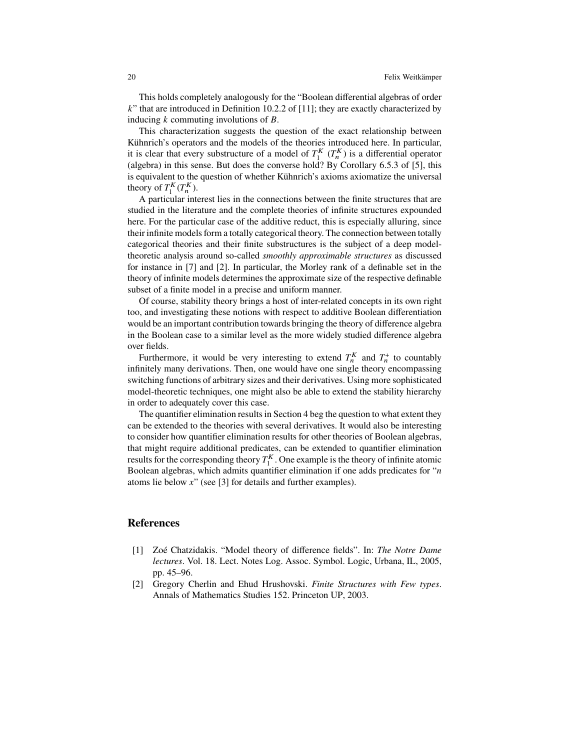This holds completely analogously for the "Boolean differential algebras of order $k$" that are introduced in Definition 10.2.2 of [11]; they are exactly characterized by inducing $k$ commuting involutions of $B$.

This characterization suggests the question of the exact relationship between Kühnrich's operators and the models of the theories introduced here. In particular, it is clear that every substructure of a model of $T_1^K$ ($T_n^K$) is a differential operator (algebra) in this sense. But does the converse hold? By Corollary 6.5.3 of [5], this is equivalent to the question of whether Kühnrich's axioms axiomatize the universal theory of $T_1^K$($T_n^K$).

A particular interest lies in the connections between the finite structures that are studied in the literature and the complete theories of infinite structures expounded here. For the particular case of the additive reduct, this is especially alluring, since their infinite models form a totally categorical theory. The connection between totally categorical theories and their finite substructures is the subject of a deep model-theoretic analysis around so-called *smoothly approximable structures* as discussed for instance in [7] and [2]. In particular, the Morley rank of a definable set in the theory of infinite models determines the approximate size of the respective definable subset of a finite model in a precise and uniform manner.

Of course, stability theory brings a host of inter-related concepts in its own right too, and investigating these notions with respect to additive Boolean differentiation would be an important contribution towards bringing the theory of difference algebra in the Boolean case to a similar level as the more widely studied difference algebra over fields.

Furthermore, it would be very interesting to extend $T_n^K$ and $T_n^+$ to countably infinitely many derivations. Then, one would have one single theory encompassing switching functions of arbitrary sizes and their derivatives. Using more sophisticated model-theoretic techniques, one might also be able to extend the stability hierarchy in order to adequately cover this case.

The quantifier elimination results in Section 4 beg the question to what extent they can be extended to the theories with several derivatives. It would also be interesting to consider how quantifier elimination results for other theories of Boolean algebras, that might require additional predicates, can be extended to quantifier elimination results for the corresponding theory $T_1^K$. One example is the theory of infinite atomic Boolean algebras, which admits quantifier elimination if one adds predicates for "$n$ atoms lie below $x$" (see [3] for details and further examples).

## References

[1] Zoé Chatzidakis. "Model theory of difference fields". In: *The Notre Dame lectures*. Vol. 18. Lect. Notes Log. Assoc. Symbol. Logic, Urbana, IL, 2005, pp. 45–96.

[2] Gregory Cherlin and Ehud Hrushovski. *Finite Structures with Few types*. Annals of Mathematics Studies 152. Princeton UP, 2003.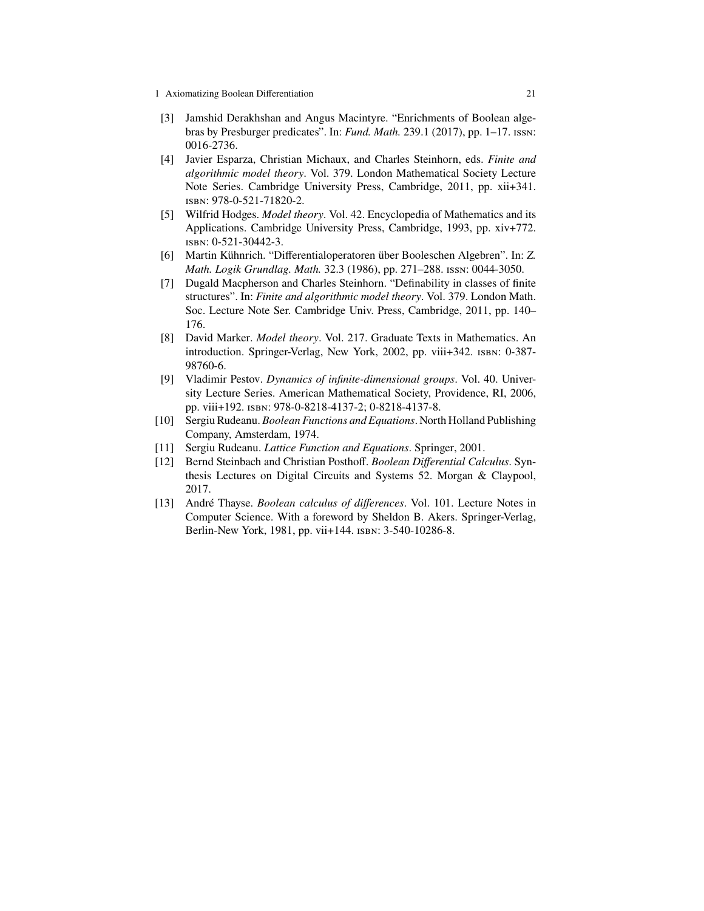[3] Jamshid Derakhshan and Angus Macintyre. "Enrichments of Boolean algebras by Presburger predicates". In: *Fund. Math.* 239.1 (2017), pp. 1–17. ISSN: 0016-2736.

[4] Javier Esparza, Christian Michaux, and Charles Steinhorn, eds. *Finite and algorithmic model theory*. Vol. 379. London Mathematical Society Lecture Note Series. Cambridge University Press, Cambridge, 2011, pp. xii+341. ISBN: 978-0-521-71820-2.

[5] Wilfrid Hodges. *Model theory*. Vol. 42. Encyclopedia of Mathematics and its Applications. Cambridge University Press, Cambridge, 1993, pp. xiv+772. ISBN: 0-521-30442-3.

[6] Martin Kühnrich. "Differentialoperatoren über Booleschen Algebren". In: *Z. Math. Logik Grundlag. Math.* 32.3 (1986), pp. 271–288. ISSN: 0044-3050.

[7] Dugald Macpherson and Charles Steinhorn. "Definability in classes of finite structures". In: *Finite and algorithmic model theory*. Vol. 379. London Math. Soc. Lecture Note Ser. Cambridge Univ. Press, Cambridge, 2011, pp. 140–176.

[8] David Marker. *Model theory*. Vol. 217. Graduate Texts in Mathematics. An introduction. Springer-Verlag, New York, 2002, pp. viii+342. ISBN: 0-387-98760-6.

[9] Vladimir Pestov. *Dynamics of infinite-dimensional groups*. Vol. 40. University Lecture Series. American Mathematical Society, Providence, RI, 2006, pp. viii+192. ISBN: 978-0-8218-4137-2; 0-8218-4137-8.

[10] Sergiu Rudeanu. *Boolean Functions and Equations*. North Holland Publishing Company, Amsterdam, 1974.

[11] Sergiu Rudeanu. *Lattice Function and Equations*. Springer, 2001.

[12] Bernd Steinbach and Christian Posthoff. *Boolean Differential Calculus*. Synthesis Lectures on Digital Circuits and Systems 52. Morgan & Claypool, 2017.

[13] André Thayse. *Boolean calculus of differences*. Vol. 101. Lecture Notes in Computer Science. With a foreword by Sheldon B. Akers. Springer-Verlag, Berlin-New York, 1981, pp. vii+144. ISBN: 3-540-10286-8.